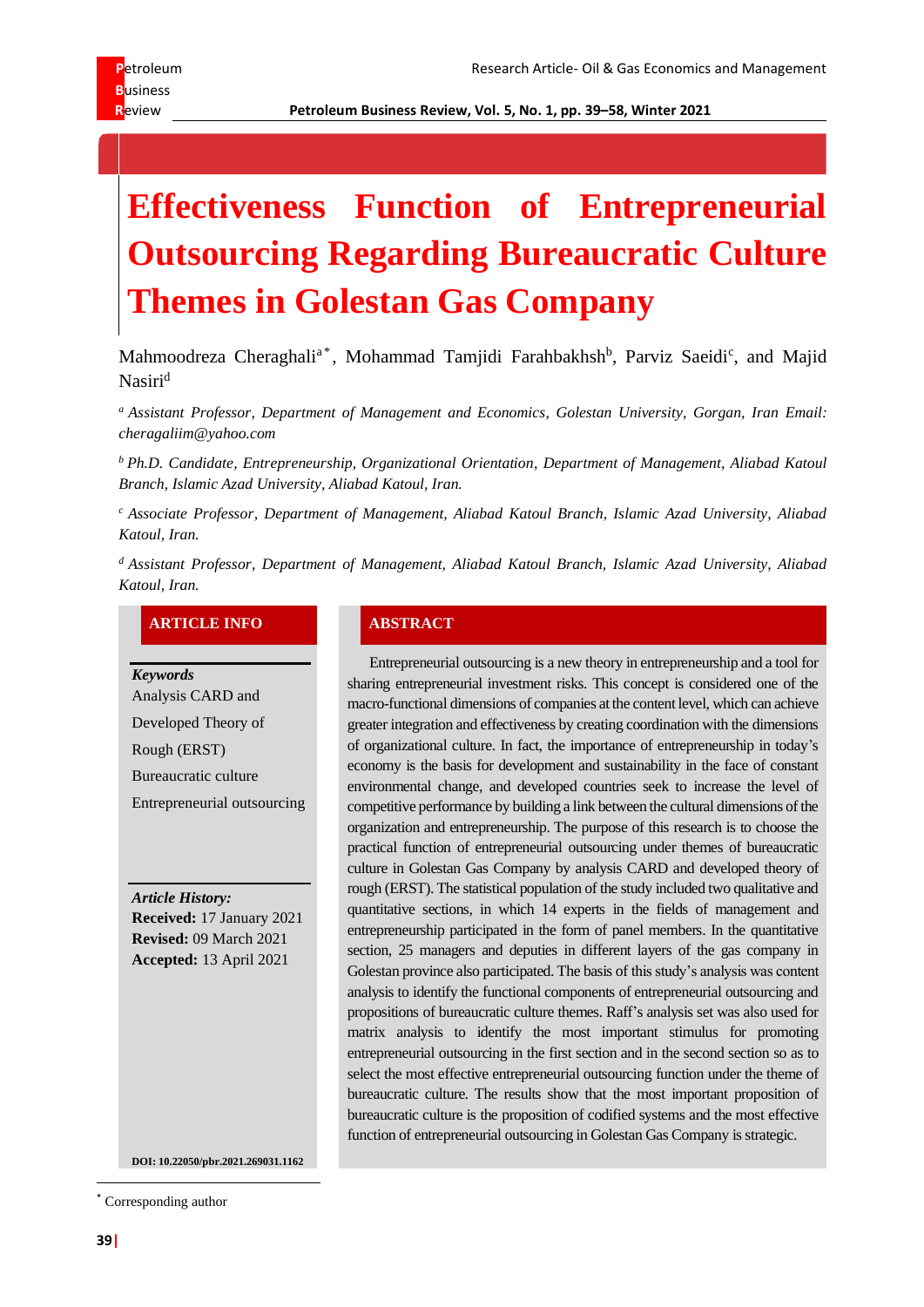# Effectiveness Function of Entrepreneurial Outsourcing Regarding Bureaucratic Culture Themes in Golestan Gas Company

Mahmoodreza Cheraghali[a*], Mohammad Tamjidi Farahbakhsh[b], Parviz Saeidi[c], and Majid Nasiri[d]

[a] *Assistant Professor, Department of Management and Economics, Golestan University, Gorgan, Iran Email: cheragaliim@yahoo.com*

[b] *Ph.D. Candidate, Entrepreneurship, Organizational Orientation, Department of Management, Aliabad Katoul Branch, Islamic Azad University, Aliabad Katoul, Iran.*

[c] *Associate Professor, Department of Management, Aliabad Katoul Branch, Islamic Azad University, Aliabad Katoul, Iran.*

[d] *Assistant Professor, Department of Management, Aliabad Katoul Branch, Islamic Azad University, Aliabad Katoul, Iran.*

## ARTICLE INFO

***Keywords***

Analysis CARD and Developed Theory of Rough (ERST)

Bureaucratic culture

Entrepreneurial outsourcing

***Article History:***

**Received:** 17 January 2021

**Revised:** 09 March 2021

**Accepted:** 13 April 2021

**DOI: 10.22050/pbr.2021.269031.1162**

## ABSTRACT

Entrepreneurial outsourcing is a new theory in entrepreneurship and a tool for sharing entrepreneurial investment risks. This concept is considered one of the macro-functional dimensions of companies at the content level, which can achieve greater integration and effectiveness by creating coordination with the dimensions of organizational culture. In fact, the importance of entrepreneurship in today's economy is the basis for development and sustainability in the face of constant environmental change, and developed countries seek to increase the level of competitive performance by building a link between the cultural dimensions of the organization and entrepreneurship. The purpose of this research is to choose the practical function of entrepreneurial outsourcing under themes of bureaucratic culture in Golestan Gas Company by analysis CARD and developed theory of rough (ERST). The statistical population of the study included two qualitative and quantitative sections, in which 14 experts in the fields of management and entrepreneurship participated in the form of panel members. In the quantitative section, 25 managers and deputies in different layers of the gas company in Golestan province also participated. The basis of this study's analysis was content analysis to identify the functional components of entrepreneurial outsourcing and propositions of bureaucratic culture themes. Raff's analysis set was also used for matrix analysis to identify the most important stimulus for promoting entrepreneurial outsourcing in the first section and in the second section so as to select the most effective entrepreneurial outsourcing function under the theme of bureaucratic culture. The results show that the most important proposition of bureaucratic culture is the proposition of codified systems and the most effective function of entrepreneurial outsourcing in Golestan Gas Company is strategic.

\* Corresponding author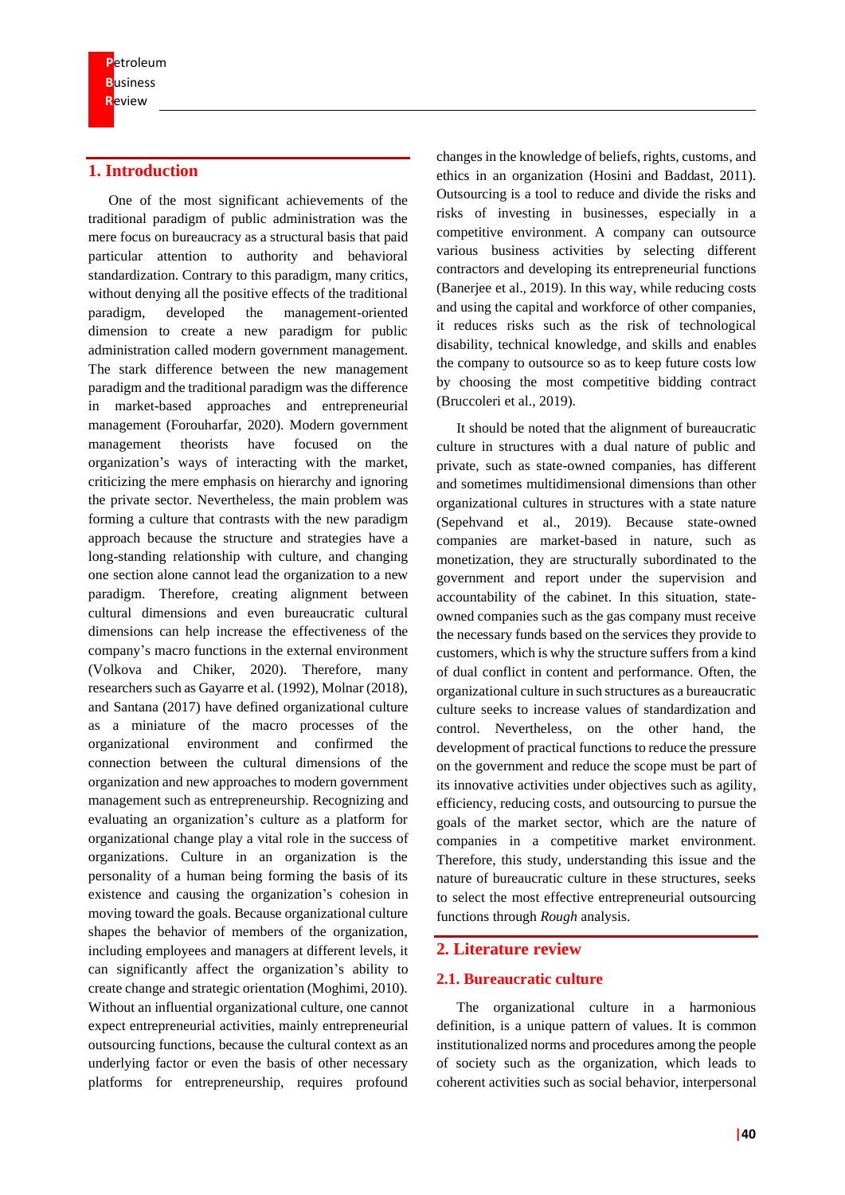## 1. Introduction

One of the most significant achievements of the traditional paradigm of public administration was the mere focus on bureaucracy as a structural basis that paid particular attention to authority and behavioral standardization. Contrary to this paradigm, many critics, without denying all the positive effects of the traditional paradigm, developed the management-oriented dimension to create a new paradigm for public administration called modern government management. The stark difference between the new management paradigm and the traditional paradigm was the difference in market-based and entrepreneurial management (Forouharfar, 2020). Modern government management theorists have focused on the organization's ways of interacting with the market, criticizing the mere emphasis on hierarchy and ignoring the private sector. Nevertheless, the main problem was forming a culture that contrasts with the new paradigm approach because the structure and strategies have a long-standing relationship with culture, and changing one section alone cannot lead the organization to a new paradigm. Therefore, creating alignment between cultural dimensions and even bureaucratic cultural dimensions can help increase the effectiveness of the company's macro functions in the external environment (Volkova and Chiker, 2020). Therefore, many researchers such as Gayarre et al. (1992), Molnar (2018), and Santana (2017) have defined organizational culture as a miniature of the macro processes of the organizational environment and confirmed the connection between the cultural dimensions of the organization and new approaches to modern government management such as entrepreneurship. Recognizing and evaluating an organization's culture as a platform for organizational change play a vital role in the success of organizations. Culture in an organization is the personality of a human being forming the basis of its existence and causing the organization's cohesion in moving toward the goals. Because organizational culture shapes the behavior of members of the organization, including employees and managers at different levels, it can significantly affect the organization's ability to create change and strategic orientation (Moghimi, 2010). Without an influential organizational culture, one cannot expect entrepreneurial activities, mainly entrepreneurial outsourcing functions, because the cultural context as an underlying factor or even the basis of other necessary platforms for entrepreneurship, requires profound changes in the knowledge of beliefs, rights, customs, and ethics in an organization (Hosini and Baddast, 2011). Outsourcing is a tool to reduce and divide the risks and risks of investing in businesses, especially in a competitive environment. A company can outsource various business activities by selecting different contractors and developing its entrepreneurial functions (Banerjee et al., 2019). In this way, while reducing costs and using the capital and workforce of other companies, it reduces risks such as the risk of technological disability, technical knowledge, and skills and enables the company to outsource so as to keep future costs low by choosing the most competitive bidding contract (Bruccoleri et al., 2019).

It should be noted that the alignment of bureaucratic culture in structures with a dual nature of public and private, such as state-owned companies, has different and sometimes multidimensional dimensions than other organizational cultures in structures with a state nature (Sepehvand et al., 2019). Because state-owned companies are market-based in nature, such as monetization, they are structurally subordinated to the government and report under the supervision and accountability of the cabinet. In this situation, state-owned companies such as the gas company must receive the necessary funds based on the services they provide to customers, which is why the structure suffers from a kind of dual conflict in content and performance. Often, the organizational culture in such structures as a bureaucratic culture seeks to increase values of standardization and control. Nevertheless, on the other hand, the development of practical functions to reduce the pressure on the government and reduce the scope must be part of its innovative activities under objectives such as agility, efficiency, reducing costs, and outsourcing to pursue the goals of the market sector, which are the nature of companies in a competitive market environment. Therefore, this study, understanding this issue and the nature of bureaucratic culture in these structures, seeks to select the most effective entrepreneurial outsourcing functions through *Rough* analysis.

## 2. Literature review

### 2.1. Bureaucratic culture

The organizational culture in a harmonious definition, is a unique pattern of values. It is common institutionalized norms and procedures among the people of society such as the organization, which leads to coherent activities such as social behavior, interpersonal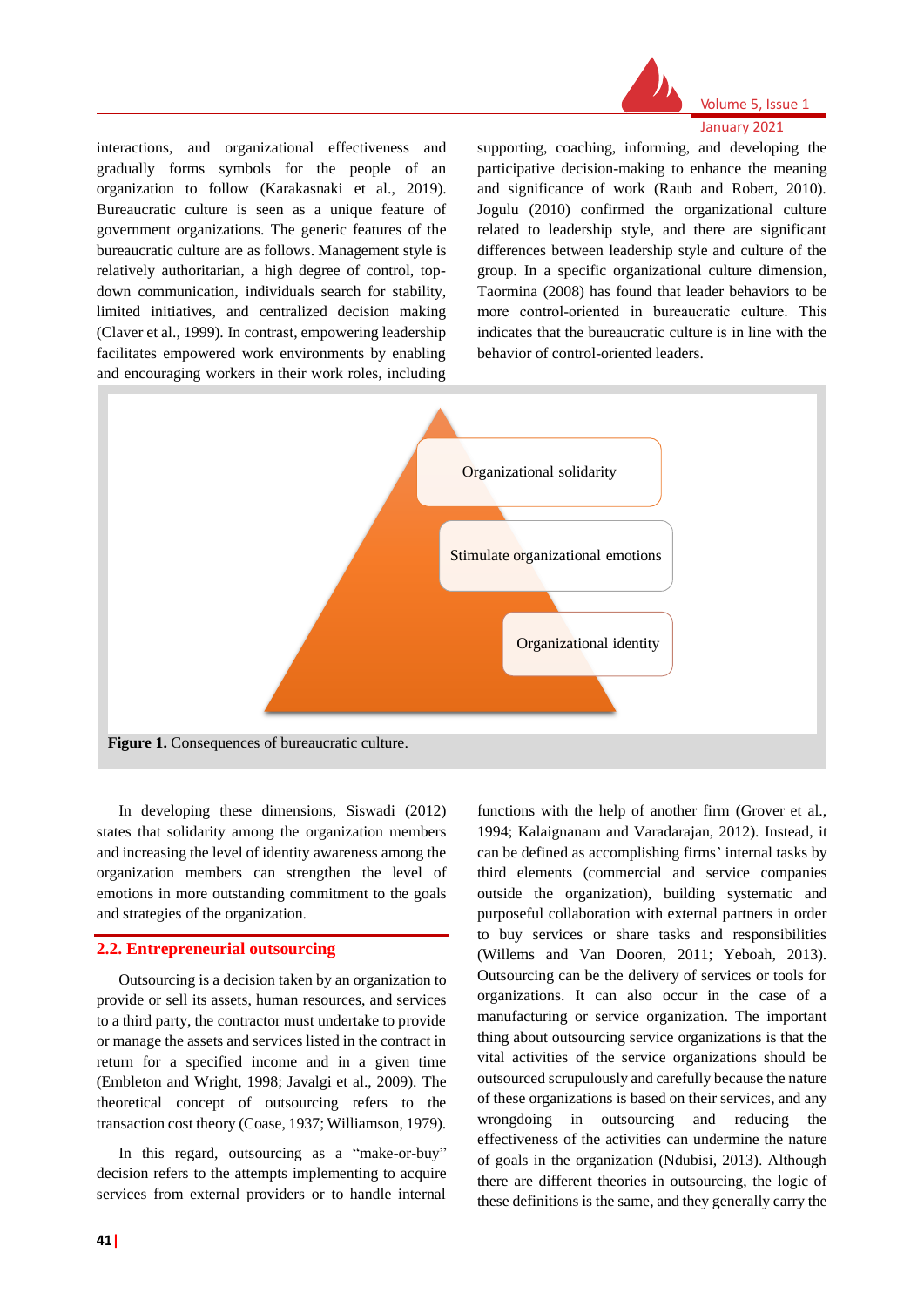interactions, and organizational effectiveness and gradually forms symbols for the people of an organization to follow (Karakasnaki et al., 2019). Bureaucratic culture is seen as a unique feature of government organizations. The generic features of the bureaucratic culture are as follows. Management style is relatively authoritarian, a high degree of control, top-down communication, individuals search for stability, limited initiatives, and centralized decision making (Claver et al., 1999). In contrast, empowering leadership facilitates empowered work environments by enabling and encouraging workers in their work roles, including supporting, coaching, informing, and developing the participative decision-making to enhance the meaning and significance of work (Raub and Robert, 2010). Jogulu (2010) confirmed the organizational culture related to leadership style, and there are significant differences between leadership style and culture of the group. In a specific organizational culture dimension, Taormina (2008) has found that leader behaviors to be more control-oriented in bureaucratic culture. This indicates that the bureaucratic culture is in line with the behavior of control-oriented leaders.

Organizational solidarity

Stimulate organizational emotions

Organizational identity

**Figure 1.** Consequences of bureaucratic culture.

In developing these dimensions, Siswadi (2012) states that solidarity among the organization members and increasing the level of identity awareness among the organization members can strengthen the level of emotions in more outstanding commitment to the goals and strategies of the organization.

## 2.2. Entrepreneurial outsourcing

Outsourcing is a decision taken by an organization to provide or sell its assets, human resources, and services to a third party, the contractor must undertake to provide or manage the assets and services listed in the contract in return for a specified income and in a given time (Embleton and Wright, 1998; Javalgi et al., 2009). The theoretical concept of outsourcing refers to the transaction cost theory (Coase, 1937; Williamson, 1979).

In this regard, outsourcing as a "make-or-buy" decision refers to the attempts implementing to acquire services from external providers or to handle internal functions with the help of another firm (Grover et al., 1994; Kalaignanam and Varadarajan, 2012). Instead, it can be defined as accomplishing firms' internal tasks by third elements (commercial and service companies outside the organization), building systematic and purposeful collaboration with external partners in order to buy services or share tasks and responsibilities (Willems and Van Dooren, 2011; Yeboah, 2013). Outsourcing can be the delivery of services or tools for organizations. It can also occur in the case of a manufacturing or service organization. The important thing about outsourcing service organizations is that the vital activities of the service organizations should be outsourced scrupulously and carefully because the nature of these organizations is based on their services, and any wrongdoing in outsourcing and reducing the effectiveness of the activities can undermine the nature of goals in the organization (Ndubisi, 2013). Although there are different theories in outsourcing, the logic of these definitions is the same, and they generally carry the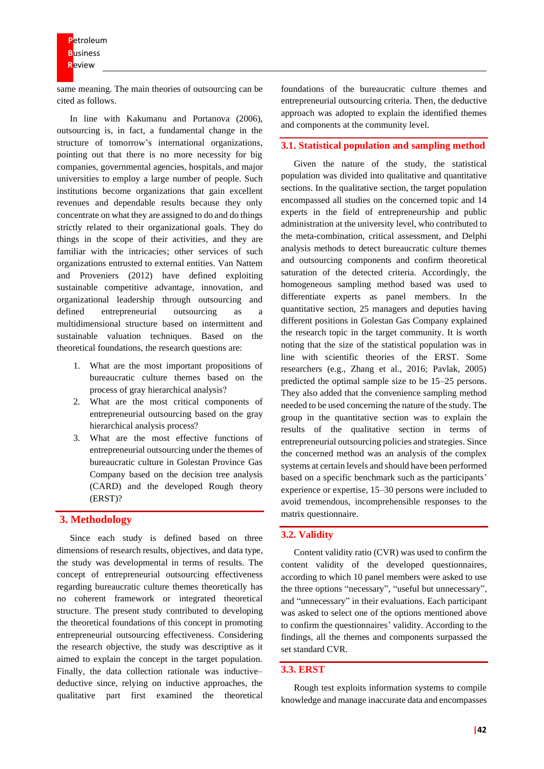same meaning. The main theories of outsourcing can be cited as follows.

In line with Kakumanu and Portanova (2006), outsourcing is, in fact, a fundamental change in the structure of tomorrow's international organizations, pointing out that there is no more necessity for big companies, governmental agencies, hospitals, and major universities to employ a large number of people. Such institutions become organizations that gain excellent revenues and dependable results because they only concentrate on what they are assigned to do and do things strictly related to their organizational goals. They do things in the scope of their activities, and they are familiar with the intricacies; other services of such organizations entrusted to external entities. Van Nattem and Proveniers (2012) have defined exploiting sustainable competitive advantage, innovation, and organizational leadership through outsourcing and defined entrepreneurial outsourcing as a multidimensional structure based on intermittent and sustainable valuation techniques. Based on the theoretical foundations, the research questions are:

1. What are the most important propositions of bureaucratic culture themes based on the process of gray hierarchical analysis?
2. What are the most critical components of entrepreneurial outsourcing based on the gray hierarchical analysis process?
3. What are the most effective functions of entrepreneurial outsourcing under the themes of bureaucratic culture in Golestan Province Gas Company based on the decision tree analysis (CARD) and the developed Rough theory (ERST)?

## 3. Methodology

Since each study is defined based on three dimensions of research results, objectives, and data type, the study was developmental in terms of results. The concept of entrepreneurial outsourcing effectiveness regarding bureaucratic culture themes theoretically has no coherent framework or integrated theoretical structure. The present study contributed to developing the theoretical foundations of this concept in promoting entrepreneurial outsourcing effectiveness. Considering the research objective, the study was descriptive as it aimed to explain the concept in the target population. Finally, the data collection rationale was inductive–deductive since, relying on inductive approaches, the qualitative part first examined the theoretical foundations of the bureaucratic culture themes and entrepreneurial outsourcing criteria. Then, the deductive approach was adopted to explain the identified themes and components at the community level.

### 3.1. Statistical population and sampling method

Given the nature of the study, the statistical population was divided into qualitative and quantitative sections. In the qualitative section, the target population encompassed all studies on the concerned topic and 14 experts in the field of entrepreneurship and public administration at the university level, who contributed to the meta-combination, critical assessment, and Delphi analysis methods to detect bureaucratic culture themes and outsourcing components and confirm theoretical saturation of the detected criteria. Accordingly, the homogeneous sampling method based was used to differentiate experts as panel members. In the quantitative section, 25 managers and deputies having different positions in Golestan Gas Company explained the research topic in the target community. It is worth noting that the size of the statistical population was in line with scientific theories of the ERST. Some researchers (e.g., Zhang et al., 2016; Pavlak, 2005) predicted the optimal sample size to be 15–25 persons. They also added that the convenience sampling method needed to be used concerning the nature of the study. The group in the quantitative section was to explain the results of the qualitative section in terms of entrepreneurial outsourcing policies and strategies. Since the concerned method was an analysis of the complex systems at certain levels and should have been performed based on a specific benchmark such as the participants' experience or expertise, 15–30 persons were included to avoid tremendous, incomprehensible responses to the matrix questionnaire.

### 3.2. Validity

Content validity ratio (CVR) was used to confirm the content validity of the developed questionnaires, according to which 10 panel members were asked to use the three options "necessary", "useful but unnecessary", and "unnecessary" in their evaluations. Each participant was asked to select one of the options mentioned above to confirm the questionnaires' validity. According to the findings, all the themes and components surpassed the set standard CVR.

### 3.3. ERST

Rough test exploits information systems to compile knowledge and manage inaccurate data and encompasses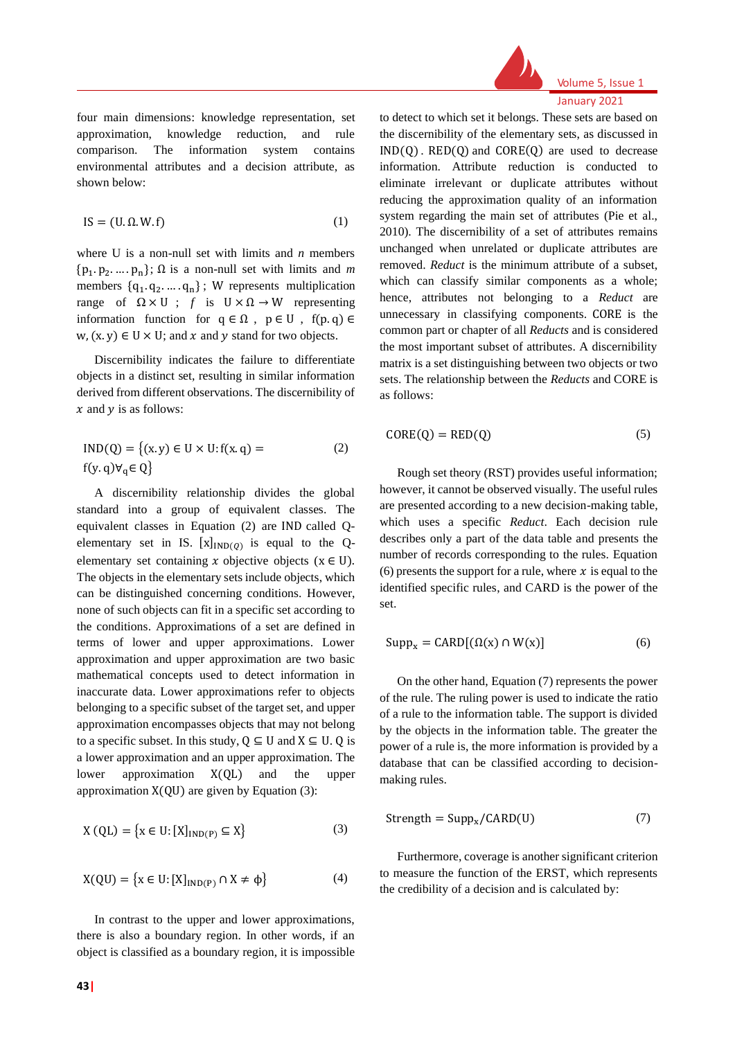four main dimensions: knowledge representation, set approximation, knowledge reduction, and rule comparison. The information system contains environmental attributes and a decision attribute, as shown below:

$$\mathrm{IS} = (\mathrm{U}.\Omega.\mathrm{W}.\mathrm{f}) \tag{1}$$

where U is a non-null set with limits and *n* members $\{p_1.p_2.\dots.p_n\}$; $\Omega$ is a non-null set with limits and *m* members $\{q_1.q_2.\dots.q_n\}$; W represents multiplication range of $\Omega \times \mathrm{U}$; $f$ is $\mathrm{U} \times \Omega \rightarrow \mathrm{W}$ representing information function for $q \in \Omega$, $p \in \mathrm{U}$, $f(p.q) \in w$, $(x.y) \in \mathrm{U} \times \mathrm{U}$; and $x$ and $y$ stand for two objects.

Discernibility indicates the failure to differentiate objects in a distinct set, resulting in similar information derived from different observations. The discernibility of $x$ and $y$ is as follows:

$$\mathrm{IND(Q)} = \{(x.y) \in \mathrm{U} \times \mathrm{U}: f(x.q) = f(y.q) \forall_q \in \mathrm{Q}\} \tag{2}$$

A discernibility relationship divides the global standard into a group of equivalent classes. The equivalent classes in Equation (2) are IND called Q-elementary set in IS. $[x]_{\mathrm{IND}(Q)}$ is equal to the Q-elementary set containing $x$ objective objects $(x \in \mathrm{U})$. The objects in the elementary sets include objects, which can be distinguished concerning conditions. However, none of such objects can fit in a specific set according to the conditions. Approximations of a set are defined in terms of lower and upper approximations. Lower approximation and upper approximation are two basic mathematical concepts used to detect information in inaccurate data. Lower approximations refer to objects belonging to a specific subset of the target set, and upper approximation encompasses objects that may not belong to a specific subset. In this study, $\mathrm{Q} \subseteq \mathrm{U}$ and $\mathrm{X} \subseteq \mathrm{U}$. Q is a lower approximation and an upper approximation. The lower approximation $\mathrm{X(QL)}$ and the upper approximation $\mathrm{X(QU)}$ are given by Equation (3):

$$\mathrm{X\,(QL)} = \{x \in \mathrm{U}: [\mathrm{X}]_{\mathrm{IND(P)}} \subseteq \mathrm{X}\} \tag{3}$$

$$\mathrm{X(QU)} = \{x \in \mathrm{U}: [\mathrm{X}]_{\mathrm{IND(P)}} \cap \mathrm{X} \neq \phi\} \tag{4}$$

In contrast to the upper and lower approximations, there is also a boundary region. In other words, if an object is classified as a boundary region, it is impossible to detect to which set it belongs. These sets are based on the discernibility of the elementary sets, as discussed in IND(Q). RED(Q) and CORE(Q) are used to decrease information. Attribute reduction is conducted to eliminate irrelevant or duplicate attributes without reducing the approximation quality of an information system regarding the main set of attributes (Pie et al., 2010). The discernibility of a set of attributes remains unchanged when unrelated or duplicate attributes are removed. *Reduct* is the minimum attribute of a subset, which can classify similar components as a whole; hence, attributes not belonging to a *Reduct* are unnecessary in classifying components. CORE is the common part or chapter of all *Reducts* and is considered the most important subset of attributes. A discernibility matrix is a set distinguishing between two objects or two sets. The relationship between the *Reducts* and CORE is as follows:

$$\mathrm{CORE(Q)} = \mathrm{RED(Q)} \tag{5}$$

Rough set theory (RST) provides useful information; however, it cannot be observed visually. The useful rules are presented according to a new decision-making table, which uses a specific *Reduct*. Each decision rule describes only a part of the data table and presents the number of records corresponding to the rules. Equation (6) presents the support for a rule, where $x$ is equal to the identified specific rules, and CARD is the power of the set.

$$\mathrm{Supp}_x = \mathrm{CARD}[(\Omega(x) \cap \mathrm{W}(x)] \tag{6}$$

On the other hand, Equation (7) represents the power of the rule. The ruling power is used to indicate the ratio of a rule to the information table. The support is divided by the objects in the information table. The greater the power of a rule is, the more information is provided by a database that can be classified according to decision-making rules.

$$\mathrm{Strength} = \mathrm{Supp}_x/\mathrm{CARD(U)} \tag{7}$$

Furthermore, coverage is another significant criterion to measure the function of the ERST, which represents the credibility of a decision and is calculated by: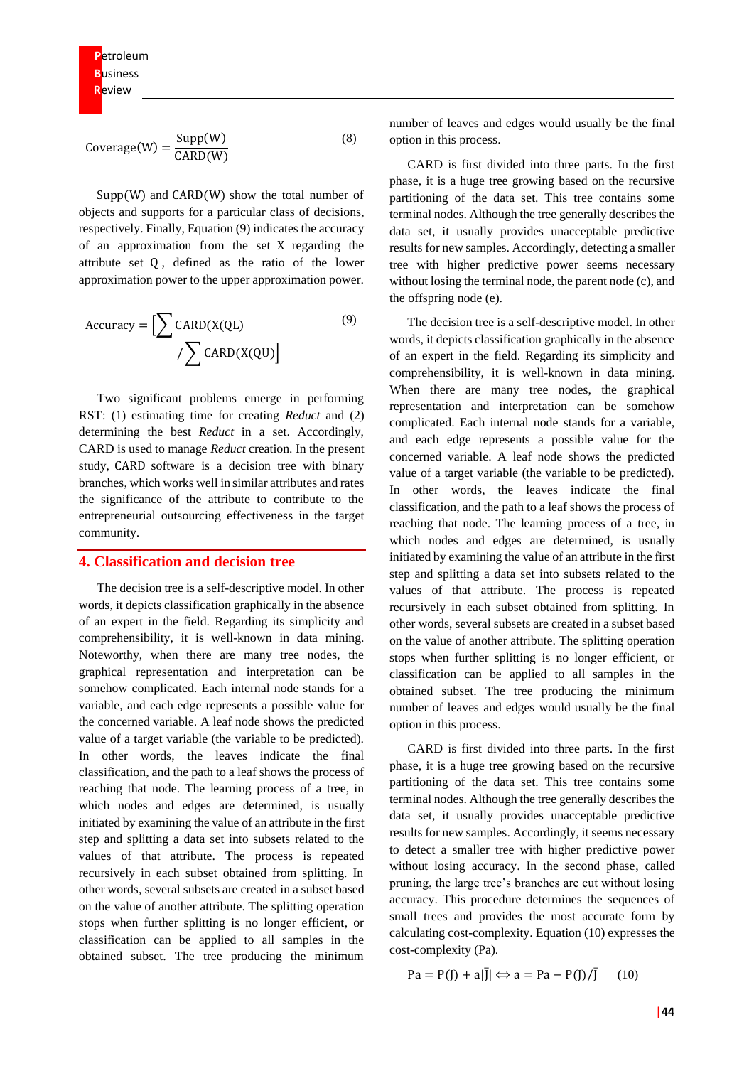$$\text{Coverage(W)} = \frac{\text{Supp(W)}}{\text{CARD(W)}} \quad (8)$$

Supp(W) and CARD(W) show the total number of objects and supports for a particular class of decisions, respectively. Finally, Equation (9) indicates the accuracy of an approximation from the set X regarding the attribute set Q, defined as the ratio of the lower approximation power to the upper approximation power.

$$\text{Accuracy} = \left[\sum \text{CARD(X(QL)} \middle/ \sum \text{CARD(X(QU))}\right] \quad (9)$$

Two significant problems emerge in performing RST: (1) estimating time for creating *Reduct* and (2) determining the best *Reduct* in a set. Accordingly, CARD is used to manage *Reduct* creation. In the present study, CARD software is a decision tree with binary branches, which works well in similar attributes and rates the significance of the attribute to contribute to the entrepreneurial outsourcing effectiveness in the target community.

## 4. Classification and decision tree

The decision tree is a self-descriptive model. In other words, it depicts classification graphically in the absence of an expert in the field. Regarding its simplicity and comprehensibility, it is well-known in data mining. Noteworthy, when there are many tree nodes, the graphical representation and interpretation can be somehow complicated. Each internal node stands for a variable, and each edge represents a possible value for the concerned variable. A leaf node shows the predicted value of a target variable (the variable to be predicted). In other words, the leaves indicate the final classification, and the path to a leaf shows the process of reaching that node. The learning process of a tree, in which nodes and edges are determined, is usually initiated by examining the value of an attribute in the first step and splitting a data set into subsets related to the values of that attribute. The process is repeated recursively in each subset obtained from splitting. In other words, several subsets are created in a subset based on the value of another attribute. The splitting operation stops when further splitting is no longer efficient, or classification can be applied to all samples in the obtained subset. The tree producing the minimum number of leaves and edges would usually be the final option in this process.

CARD is first divided into three parts. In the first phase, it is a huge tree growing based on the recursive partitioning of the data set. This tree contains some terminal nodes. Although the tree generally describes the data set, it usually provides unacceptable predictive results for new samples. Accordingly, detecting a smaller tree with higher predictive power seems necessary without losing the terminal node, the parent node (c), and the offspring node (e).

The decision tree is a self-descriptive model. In other words, it depicts classification graphically in the absence of an expert in the field. Regarding its simplicity and comprehensibility, it is well-known in data mining. When there are many tree nodes, the graphical representation and interpretation can be somehow complicated. Each internal node stands for a variable, and each edge represents a possible value for the concerned variable. A leaf node shows the predicted value of a target variable (the variable to be predicted). In other words, the leaves indicate the final classification, and the path to a leaf shows the process of reaching that node. The learning process of a tree, in which nodes and edges are determined, is usually initiated by examining the value of an attribute in the first step and splitting a data set into subsets related to the values of that attribute. The process is repeated recursively in each subset obtained from splitting. In other words, several subsets are created in a subset based on the value of another attribute. The splitting operation stops when further splitting is no longer efficient, or classification can be applied to all samples in the obtained subset. The tree producing the minimum number of leaves and edges would usually be the final option in this process.

CARD is first divided into three parts. In the first phase, it is a huge tree growing based on the recursive partitioning of the data set. This tree contains some terminal nodes. Although the tree generally describes the data set, it usually provides unacceptable predictive results for new samples. Accordingly, it seems necessary to detect a smaller tree with higher predictive power without losing accuracy. In the second phase, called pruning, the large tree's branches are cut without losing accuracy. This procedure determines the sequences of small trees and provides the most accurate form by calculating cost-complexity. Equation (10) expresses the cost-complexity (Pa).

$$\text{Pa} = \text{P(J)} + \text{a}|\bar{\text{J}}| \Leftrightarrow \text{a} = \text{Pa} - \text{P(J)}/\bar{\text{J}} \quad (10)$$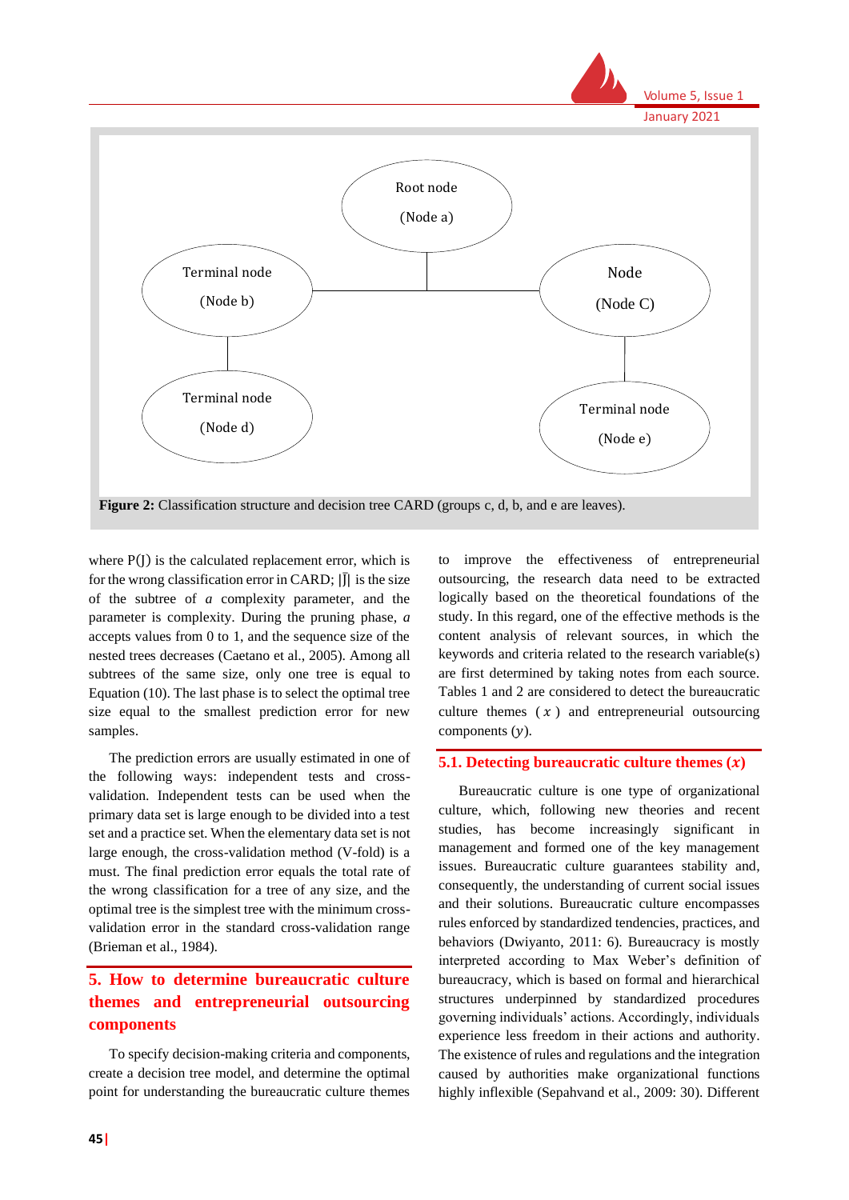Root node

(Node a)

Terminal node

(Node b)

Node

(Node C)

Terminal node

(Node d)

Terminal node

(Node e)

**Figure 2:** Classification structure and decision tree CARD (groups c, d, b, and e are leaves).

where P(J) is the calculated replacement error, which is for the wrong classification error in CARD; |J̃| is the size of the subtree of *a* complexity parameter, and the parameter is complexity. During the pruning phase, *a* accepts values from 0 to 1, and the sequence size of the nested trees decreases (Caetano et al., 2005). Among all subtrees of the same size, only one tree is equal to Equation (10). The last phase is to select the optimal tree size equal to the smallest prediction error for new samples.

The prediction errors are usually estimated in one of the following ways: independent tests and cross-validation. Independent tests can be used when the primary data set is large enough to be divided into a test set and a practice set. When the elementary data set is not large enough, the cross-validation method (V-fold) is a must. The final prediction error equals the total rate of the wrong classification for a tree of any size, and the optimal tree is the simplest tree with the minimum cross-validation error in the standard cross-validation range (Brieman et al., 1984).

## 5. How to determine bureaucratic culture themes and entrepreneurial outsourcing components

To specify decision-making criteria and components, create a decision tree model, and determine the optimal point for understanding the bureaucratic culture themes to improve the effectiveness of entrepreneurial outsourcing, the research data need to be extracted logically based on the theoretical foundations of the study. In this regard, one of the effective methods is the content analysis of relevant sources, in which the keywords and criteria related to the research variable(s) are first determined by taking notes from each source. Tables 1 and 2 are considered to detect the bureaucratic culture themes ( $x$ ) and entrepreneurial outsourcing components ($y$).

### 5.1. Detecting bureaucratic culture themes ($x$)

Bureaucratic culture is one type of organizational culture, which, following new theories and recent studies, has become increasingly significant in management and formed one of the key management issues. Bureaucratic culture guarantees stability and, consequently, the understanding of current social issues and their solutions. Bureaucratic culture encompasses rules enforced by standardized tendencies, practices, and behaviors (Dwiyanto, 2011: 6). Bureaucracy is mostly interpreted according to Max Weber's definition of bureaucracy, which is based on formal and hierarchical structures underpinned by standardized procedures governing individuals' actions. Accordingly, individuals experience less freedom in their actions and authority. The existence of rules and regulations and the integration caused by authorities make organizational functions highly inflexible (Sepahvand et al., 2009: 30). Different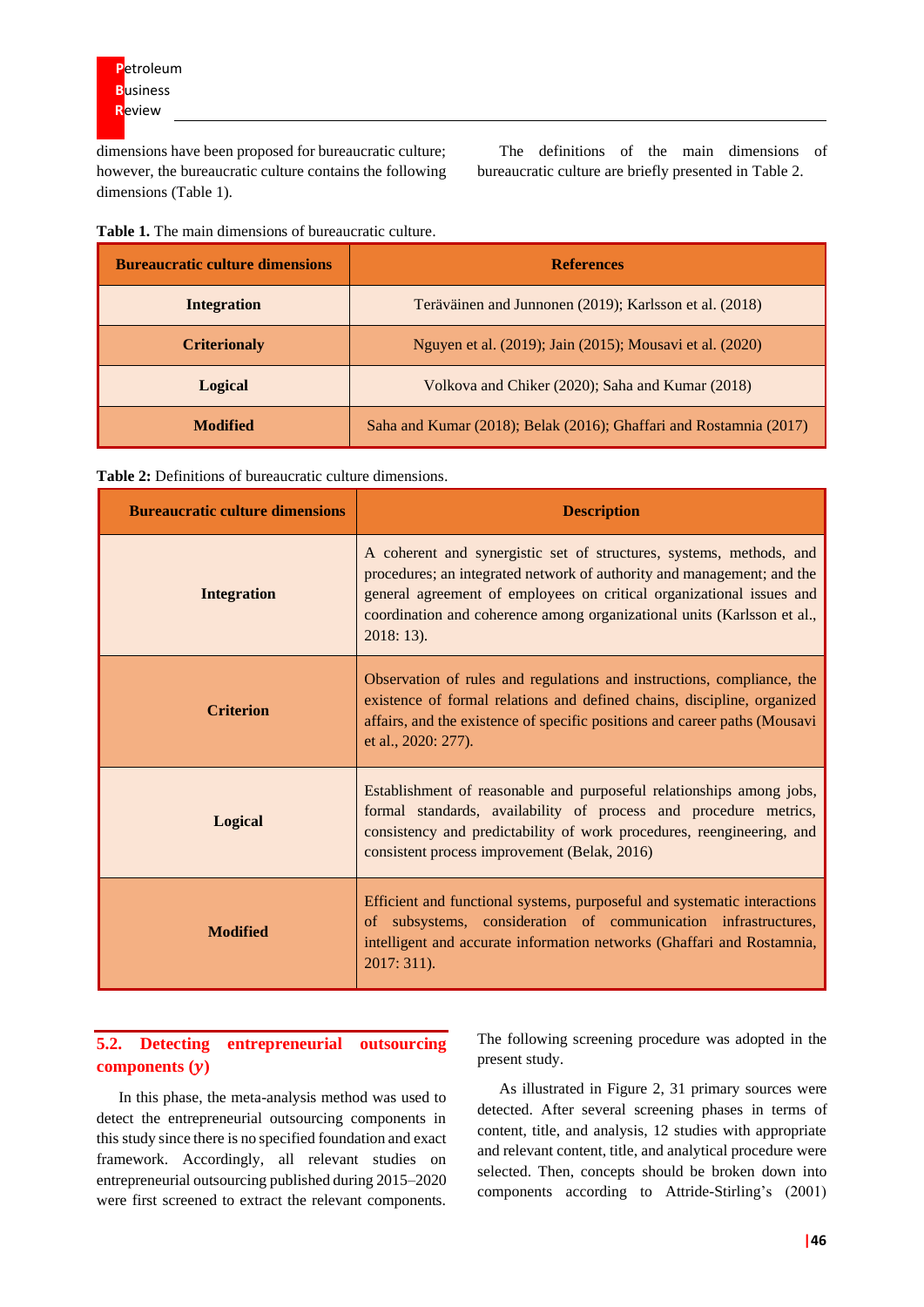dimensions have been proposed for bureaucratic culture; however, the bureaucratic culture contains the following dimensions (Table 1).

The definitions of the main dimensions of bureaucratic culture are briefly presented in Table 2.

**Table 1.** The main dimensions of bureaucratic culture.

| Bureaucratic culture dimensions | References |
|---|---|
| **Integration** | Teräväinen and Junnonen (2019); Karlsson et al. (2018) |
| **Criterionaly** | Nguyen et al. (2019); Jain (2015); Mousavi et al. (2020) |
| **Logical** | Volkova and Chiker (2020); Saha and Kumar (2018) |
| **Modified** | Saha and Kumar (2018); Belak (2016); Ghaffari and Rostamnia (2017) |

**Table 2:** Definitions of bureaucratic culture dimensions.

| Bureaucratic culture dimensions | Description |
|---|---|
| **Integration** | A coherent and synergistic set of structures, systems, methods, and procedures; an integrated network of authority and management; and the general agreement of employees on critical organizational issues and coordination and coherence among organizational units (Karlsson et al., 2018: 13). |
| **Criterion** | Observation of rules and regulations and instructions, compliance, the existence of formal relations and defined chains, discipline, organized affairs, and the existence of specific positions and career paths (Mousavi et al., 2020: 277). |
| **Logical** | Establishment of reasonable and purposeful relationships among jobs, formal standards, availability of process and procedure metrics, consistency and predictability of work procedures, reengineering, and consistent process improvement (Belak, 2016) |
| **Modified** | Efficient and functional systems, purposeful and systematic interactions of subsystems, consideration of communication infrastructures, intelligent and accurate information networks (Ghaffari and Rostamnia, 2017: 311). |

### 5.2. Detecting entrepreneurial outsourcing components (*y*)

In this phase, the meta-analysis method was used to detect the entrepreneurial outsourcing components in this study since there is no specified foundation and exact framework. Accordingly, all relevant studies on entrepreneurial outsourcing published during 2015–2020 were first screened to extract the relevant components. The following screening procedure was adopted in the present study.

As illustrated in Figure 2, 31 primary sources were detected. After several screening phases in terms of content, title, and analysis, 12 studies with appropriate and relevant content, title, and analytical procedure were selected. Then, concepts should be broken down into components according to Attride-Stirling's (2001)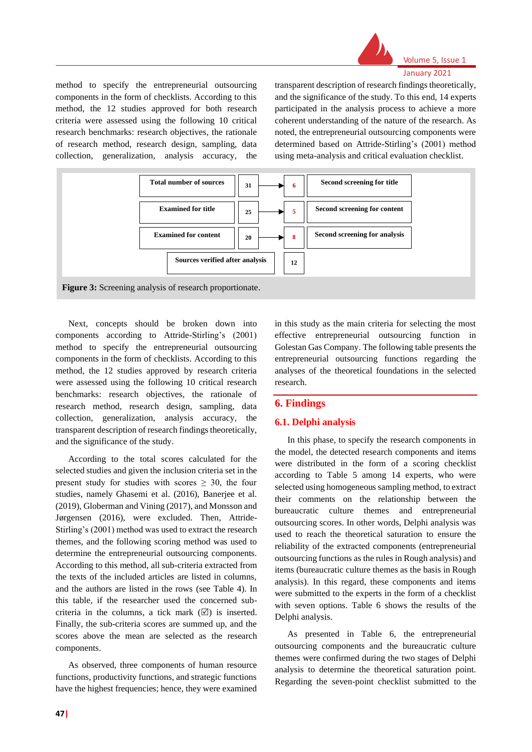method to specify the entrepreneurial outsourcing components in the form of checklists. According to this method, the 12 studies approved for both research criteria were assessed using the following 10 critical research benchmarks: research objectives, the rationale of research method, research design, sampling, data collection, generalization, analysis accuracy, the transparent description of research findings theoretically, and the significance of the study. To this end, 14 experts participated in the analysis process to achieve a more coherent understanding of the nature of the research. As noted, the entrepreneurial outsourcing components were determined based on Attride-Stirling's (2001) method using meta-analysis and critical evaluation checklist.

| Stage | Count | → | Count | Stage |
|---|---|---|---|---|
| Total number of sources | 31 | → | 6 | Second screening for title |
| Examined for title | 25 | → | 5 | Second screening for content |
| Examined for content | 20 | → | 8 | Second screening for analysis |
| Sources verified after analysis | | | 12 | |

**Figure 3:** Screening analysis of research proportionate.

Next, concepts should be broken down into components according to Attride-Stirling's (2001) method to specify the entrepreneurial outsourcing components in the form of checklists. According to this method, the 12 studies approved by research criteria were assessed using the following 10 critical research benchmarks: research objectives, the rationale of research method, research design, sampling, data collection, generalization, analysis accuracy, the transparent description of research findings theoretically, and the significance of the study.

According to the total scores calculated for the selected studies and given the inclusion criteria set in the present study for studies with scores ≥ 30, the four studies, namely Ghasemi et al. (2016), Banerjee et al. (2019), Globerman and Vining (2017), and Monsson and Jørgensen (2016), were excluded. Then, Attride-Stirling's (2001) method was used to extract the research themes, and the following scoring method was used to determine the entrepreneurial outsourcing components. According to this method, all sub-criteria extracted from the texts of the included articles are listed in columns, and the authors are listed in the rows (see Table 4). In this table, if the researcher used the concerned sub-criteria in the columns, a tick mark (☑) is inserted. Finally, the sub-criteria scores are summed up, and the scores above the mean are selected as the research components.

As observed, three components of human resource functions, productivity functions, and strategic functions have the highest frequencies; hence, they were examined in this study as the main criteria for selecting the most effective entrepreneurial outsourcing function in Golestan Gas Company. The following table presents the entrepreneurial outsourcing functions regarding the analyses of the theoretical foundations in the selected research.

## 6. Findings

### 6.1. Delphi analysis

In this phase, to specify the research components in the model, the detected research components and items were distributed in the form of a scoring checklist according to Table 5 among 14 experts, who were selected using homogeneous sampling method, to extract their comments on the relationship between the bureaucratic culture themes and entrepreneurial outsourcing scores. In other words, Delphi analysis was used to reach the theoretical saturation to ensure the reliability of the extracted components (entrepreneurial outsourcing functions as the rules in Rough analysis) and items (bureaucratic culture themes as the basis in Rough analysis). In this regard, these components and items were submitted to the experts in the form of a checklist with seven options. Table 6 shows the results of the Delphi analysis.

As presented in Table 6, the entrepreneurial outsourcing components and the bureaucratic culture themes were confirmed during the two stages of Delphi analysis to determine the theoretical saturation point. Regarding the seven-point checklist submitted to the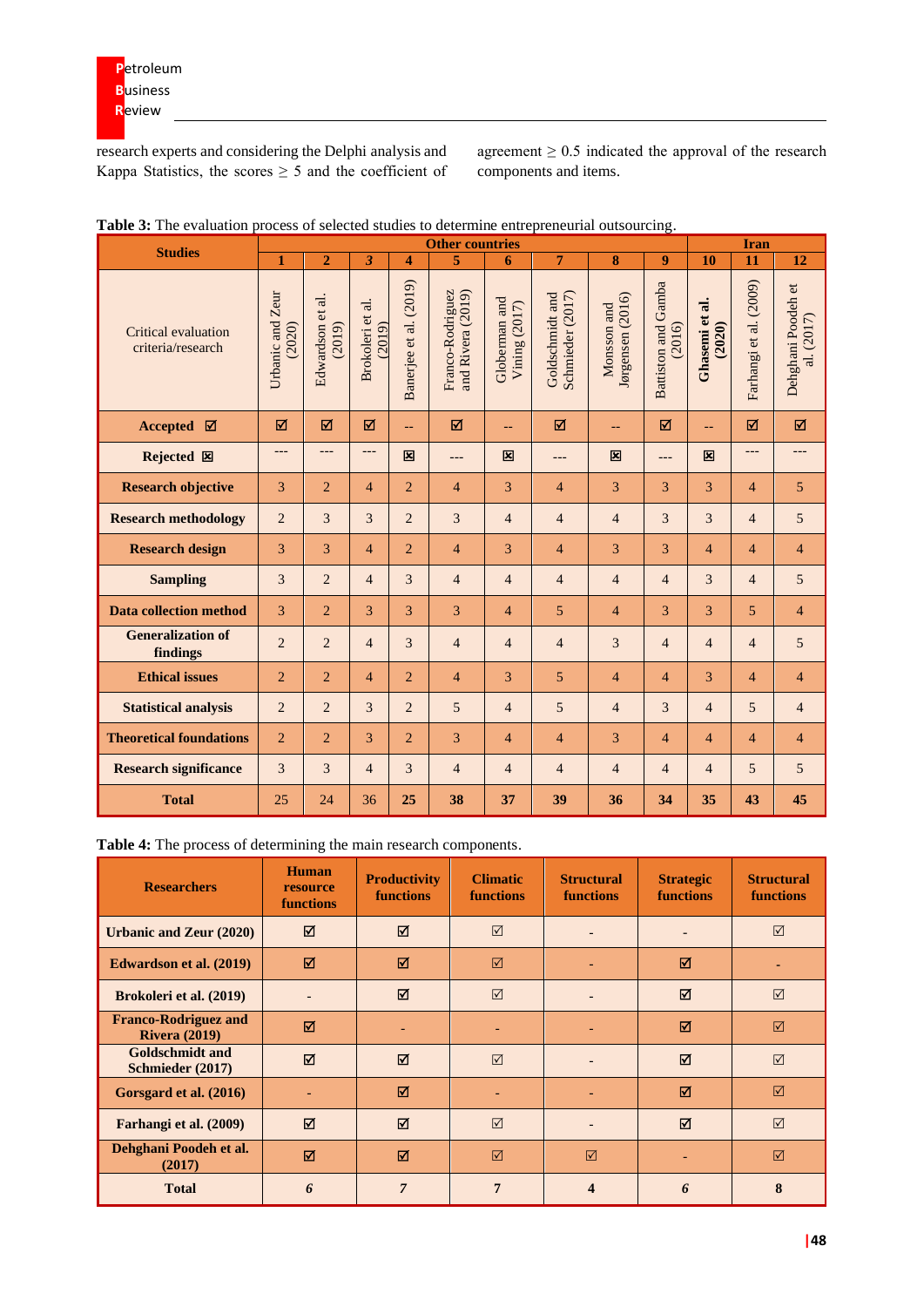research experts and considering the Delphi analysis and Kappa Statistics, the scores ≥ 5 and the coefficient of agreement ≥ 0.5 indicated the approval of the research components and items.

**Table 3:** The evaluation process of selected studies to determine entrepreneurial outsourcing.

| Studies | Other countries | | | | | | | | | Iran | | |
|---|---|---|---|---|---|---|---|---|---|---|---|---|
| | 1 | 2 | 3 | 4 | 5 | 6 | 7 | 8 | 9 | 10 | 11 | 12 |
| Critical evaluation criteria/research | Urbanic and Zeur (2020) | Edwardson et al. (2019) | Brokoleri et al. (2019) | Banerjee et al. (2019) | Franco-Rodriguez and Rivera (2019) | Globerman and Vining (2017) | Goldschmidt and Schmieder (2017) | Monsson and Jørgensen (2016) | Battiston and Gamba (2016) | **Ghasemi et al. (2020)** | Farhangi et al. (2009) | Dehghani Poodeh et al. (2017) |
| **Accepted ☑** | ☑ | ☑ | ☑ | -- | ☑ | -- | ☑ | -- | ☑ | -- | ☑ | ☑ |
| **Rejected ☒** | --- | --- | --- | ☒ | --- | ☒ | --- | ☒ | --- | ☒ | --- | --- |
| **Research objective** | 3 | 2 | 4 | 2 | 4 | 3 | 4 | 3 | 3 | 3 | 4 | 5 |
| **Research methodology** | 2 | 3 | 3 | 2 | 3 | 4 | 4 | 4 | 3 | 3 | 4 | 5 |
| **Research design** | 3 | 3 | 4 | 2 | 4 | 3 | 4 | 3 | 3 | 4 | 4 | 4 |
| **Sampling** | 3 | 2 | 4 | 3 | 4 | 4 | 4 | 4 | 4 | 3 | 4 | 5 |
| **Data collection method** | 3 | 2 | 3 | 3 | 3 | 4 | 5 | 4 | 3 | 3 | 5 | 4 |
| **Generalization of findings** | 2 | 2 | 4 | 3 | 4 | 4 | 4 | 3 | 4 | 4 | 4 | 5 |
| **Ethical issues** | 2 | 2 | 4 | 2 | 4 | 3 | 5 | 4 | 4 | 3 | 4 | 4 |
| **Statistical analysis** | 2 | 2 | 3 | 2 | 5 | 4 | 5 | 4 | 3 | 4 | 5 | 4 |
| **Theoretical foundations** | 2 | 2 | 3 | 2 | 3 | 4 | 4 | 3 | 4 | 4 | 4 | 4 |
| **Research significance** | 3 | 3 | 4 | 3 | 4 | 4 | 4 | 4 | 4 | 4 | 5 | 5 |
| **Total** | 25 | 24 | 36 | **25** | **38** | **37** | **39** | **36** | **34** | **35** | **43** | **45** |

**Table 4:** The process of determining the main research components.

| Researchers | Human resource functions | Productivity functions | Climatic functions | Structural functions | Strategic functions | Structural functions |
|---|---|---|---|---|---|---|
| **Urbanic and Zeur (2020)** | ☑ | ☑ | ☑ | - | - | ☑ |
| **Edwardson et al. (2019)** | ☑ | ☑ | ☑ | - | ☑ | - |
| **Brokoleri et al. (2019)** | - | ☑ | ☑ | - | ☑ | ☑ |
| **Franco-Rodriguez and Rivera (2019)** | ☑ | - | - | - | ☑ | ☑ |
| **Goldschmidt and Schmieder (2017)** | ☑ | ☑ | ☑ | - | ☑ | ☑ |
| **Gorsgard et al. (2016)** | - | ☑ | - | - | ☑ | ☑ |
| **Farhangi et al. (2009)** | ☑ | ☑ | ☑ | - | ☑ | ☑ |
| **Dehghani Poodeh et al. (2017)** | ☑ | ☑ | ☑ | ☑ | - | ☑ |
| **Total** | *6* | *7* | **7** | **4** | *6* | **8** |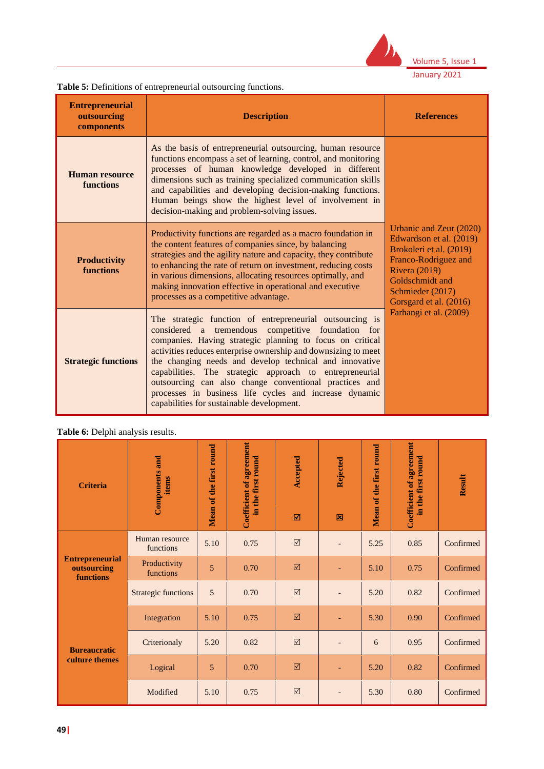**Table 5:** Definitions of entrepreneurial outsourcing functions.

| Entrepreneurial outsourcing components | Description | References |
|---|---|---|
| **Human resource functions** | As the basis of entrepreneurial outsourcing, human resource functions encompass a set of learning, control, and monitoring processes of human knowledge developed in different dimensions such as training specialized communication skills and capabilities and developing decision-making functions. Human beings show the highest level of involvement in decision-making and problem-solving issues. | Urbanic and Zeur (2020) Edwardson et al. (2019) Brokoleri et al. (2019) Franco-Rodriguez and Rivera (2019) Goldschmidt and Schmieder (2017) Gorsgard et al. (2016) Farhangi et al. (2009) |
| **Productivity functions** | Productivity functions are regarded as a macro foundation in the content features of companies since, by balancing strategies and the agility nature and capacity, they contribute to enhancing the rate of return on investment, reducing costs in various dimensions, allocating resources optimally, and making innovation effective in operational and executive processes as a competitive advantage. | |
| **Strategic functions** | The strategic function of entrepreneurial outsourcing is considered a tremendous competitive foundation for companies. Having strategic planning to focus on critical activities reduces enterprise ownership and downsizing to meet the changing needs and develop technical and innovative capabilities. The strategic approach to entrepreneurial outsourcing can also change conventional practices and processes in business life cycles and increase dynamic capabilities for sustainable development. | |

**Table 6:** Delphi analysis results.

| Criteria | Components and items | Mean of the first round | Coefficient of agreement in the first round | Accepted ☑ | Rejected ☒ | Mean of the first round | Coefficient of agreement in the first round | Result |
|---|---|---|---|---|---|---|---|---|
| **Entrepreneurial outsourcing functions** | Human resource functions | 5.10 | 0.75 | ☑ | - | 5.25 | 0.85 | Confirmed |
| | Productivity functions | 5 | 0.70 | ☑ | - | 5.10 | 0.75 | Confirmed |
| | Strategic functions | 5 | 0.70 | ☑ | - | 5.20 | 0.82 | Confirmed |
| **Bureaucratic culture themes** | Integration | 5.10 | 0.75 | ☑ | - | 5.30 | 0.90 | Confirmed |
| | Criterionaly | 5.20 | 0.82 | ☑ | - | 6 | 0.95 | Confirmed |
| | Logical | 5 | 0.70 | ☑ | - | 5.20 | 0.82 | Confirmed |
| | Modified | 5.10 | 0.75 | ☑ | - | 5.30 | 0.80 | Confirmed |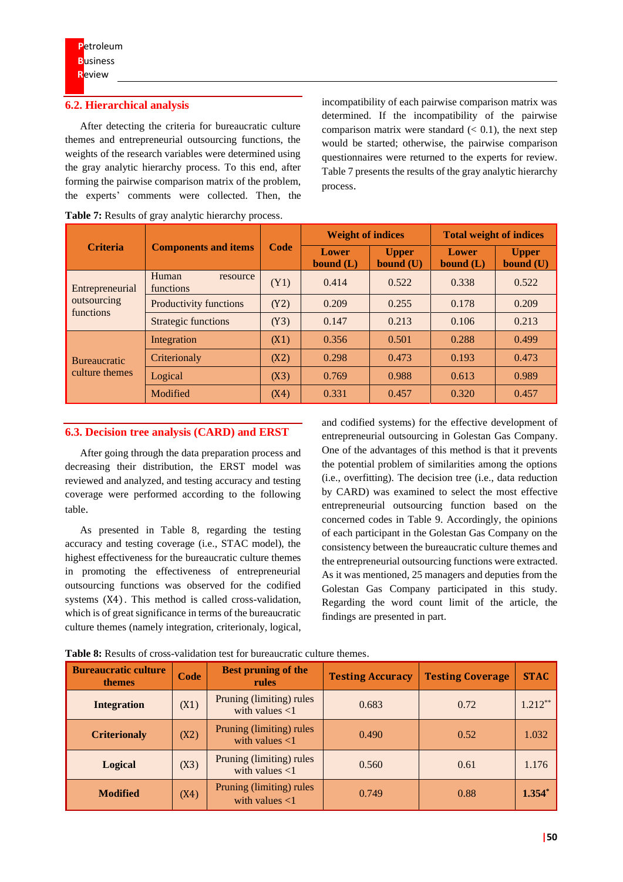## 6.2. Hierarchical analysis

After detecting the criteria for bureaucratic culture themes and entrepreneurial outsourcing functions, the weights of the research variables were determined using the gray analytic hierarchy process. To this end, after forming the pairwise comparison matrix of the problem, the experts' comments were collected. Then, the incompatibility of each pairwise comparison matrix was determined. If the incompatibility of the pairwise comparison matrix were standard (< 0.1), the next step would be started; otherwise, the pairwise comparison questionnaires were returned to the experts for review. Table 7 presents the results of the gray analytic hierarchy process.

**Table 7:** Results of gray analytic hierarchy process.

| Criteria | Components and items | Code | Weight of indices | | Total weight of indices | |
|---|---|---|---|---|---|---|
| | | | Lower bound (L) | Upper bound (U) | Lower bound (L) | Upper bound (U) |
| Entrepreneurial outsourcing functions | Human resource functions | (Y1) | 0.414 | 0.522 | 0.338 | 0.522 |
| | Productivity functions | (Y2) | 0.209 | 0.255 | 0.178 | 0.209 |
| | Strategic functions | (Y3) | 0.147 | 0.213 | 0.106 | 0.213 |
| Bureaucratic culture themes | Integration | (X1) | 0.356 | 0.501 | 0.288 | 0.499 |
| | Criterionaly | (X2) | 0.298 | 0.473 | 0.193 | 0.473 |
| | Logical | (X3) | 0.769 | 0.988 | 0.613 | 0.989 |
| | Modified | (X4) | 0.331 | 0.457 | 0.320 | 0.457 |

## 6.3. Decision tree analysis (CARD) and ERST

After going through the data preparation process and decreasing their distribution, the ERST model was reviewed and analyzed, and testing accuracy and testing coverage were performed according to the following table.

As presented in Table 8, regarding the testing accuracy and testing coverage (i.e., STAC model), the highest effectiveness for the bureaucratic culture themes in promoting the effectiveness of entrepreneurial outsourcing functions was observed for the codified systems (X4). This method is called cross-validation, which is of great significance in terms of the bureaucratic culture themes (namely integration, criterionaly, logical, and codified systems) for the effective development of entrepreneurial outsourcing in Golestan Gas Company. One of the advantages of this method is that it prevents the potential problem of similarities among the options (i.e., overfitting). The decision tree (i.e., data reduction by CARD) was examined to select the most effective entrepreneurial outsourcing function based on the concerned codes in Table 9. Accordingly, the opinions of each participant in the Golestan Gas Company on the consistency between the bureaucratic culture themes and the entrepreneurial outsourcing functions were extracted. As it was mentioned, 25 managers and deputies from the Golestan Gas Company participated in this study. Regarding the word count limit of the article, the findings are presented in part.

**Table 8:** Results of cross-validation test for bureaucratic culture themes.

| Bureaucratic culture themes | Code | Best pruning of the rules | Testing Accuracy | Testing Coverage | STAC |
|---|---|---|---|---|---|
| **Integration** | (X1) | Pruning (limiting) rules with values <1 | 0.683 | 0.72 | 1.212** |
| **Criterionaly** | (X2) | Pruning (limiting) rules with values <1 | 0.490 | 0.52 | 1.032 |
| **Logical** | (X3) | Pruning (limiting) rules with values <1 | 0.560 | 0.61 | 1.176 |
| **Modified** | (X4) | Pruning (limiting) rules with values <1 | 0.749 | 0.88 | **1.354*** |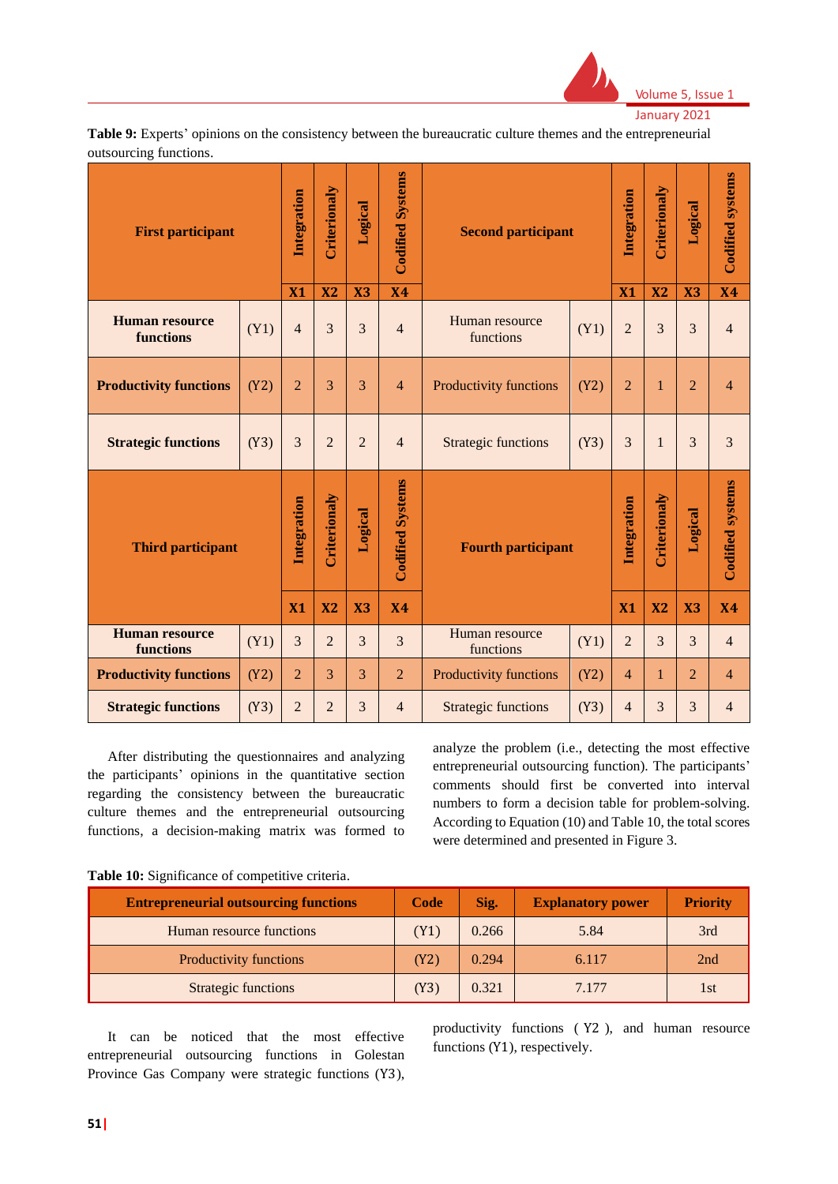**Table 9:** Experts' opinions on the consistency between the bureaucratic culture themes and the entrepreneurial outsourcing functions.

| First participant | | Integration X1 | Criterionaly X2 | Logical X3 | Codified Systems X4 | Second participant | | Integration X1 | Criterionaly X2 | Logical X3 | Codified systems X4 |
|---|---|---|---|---|---|---|---|---|---|---|---|
| **Human resource functions** | (Y1) | 4 | 3 | 3 | 4 | Human resource functions | (Y1) | 2 | 3 | 3 | 4 |
| **Productivity functions** | (Y2) | 2 | 3 | 3 | 4 | Productivity functions | (Y2) | 2 | 1 | 2 | 4 |
| **Strategic functions** | (Y3) | 3 | 2 | 2 | 4 | Strategic functions | (Y3) | 3 | 1 | 3 | 3 |
| **Third participant** | | **Integration X1** | **Criterionaly X2** | **Logical X3** | **Codified Systems X4** | **Fourth participant** | | **Integration X1** | **Criterionaly X2** | **Logical X3** | **Codified systems X4** |
| **Human resource functions** | (Y1) | 3 | 2 | 3 | 3 | Human resource functions | (Y1) | 2 | 3 | 3 | 4 |
| **Productivity functions** | (Y2) | 2 | 3 | 3 | 2 | Productivity functions | (Y2) | 4 | 1 | 2 | 4 |
| **Strategic functions** | (Y3) | 2 | 2 | 3 | 4 | Strategic functions | (Y3) | 4 | 3 | 3 | 4 |

After distributing the questionnaires and analyzing the participants' opinions in the quantitative section regarding the consistency between the bureaucratic culture themes and the entrepreneurial outsourcing functions, a decision-making matrix was formed to analyze the problem (i.e., detecting the most effective entrepreneurial outsourcing function). The participants' comments should first be converted into interval numbers to form a decision table for problem-solving. According to Equation (10) and Table 10, the total scores were determined and presented in Figure 3.

**Table 10:** Significance of competitive criteria.

| Entrepreneurial outsourcing functions | Code | Sig. | Explanatory power | Priority |
|---|---|---|---|---|
| Human resource functions | (Y1) | 0.266 | 5.84 | 3rd |
| Productivity functions | (Y2) | 0.294 | 6.117 | 2nd |
| Strategic functions | (Y3) | 0.321 | 7.177 | 1st |

It can be noticed that the most effective entrepreneurial outsourcing functions in Golestan Province Gas Company were strategic functions (Y3), productivity functions ( Y2 ), and human resource functions (Y1), respectively.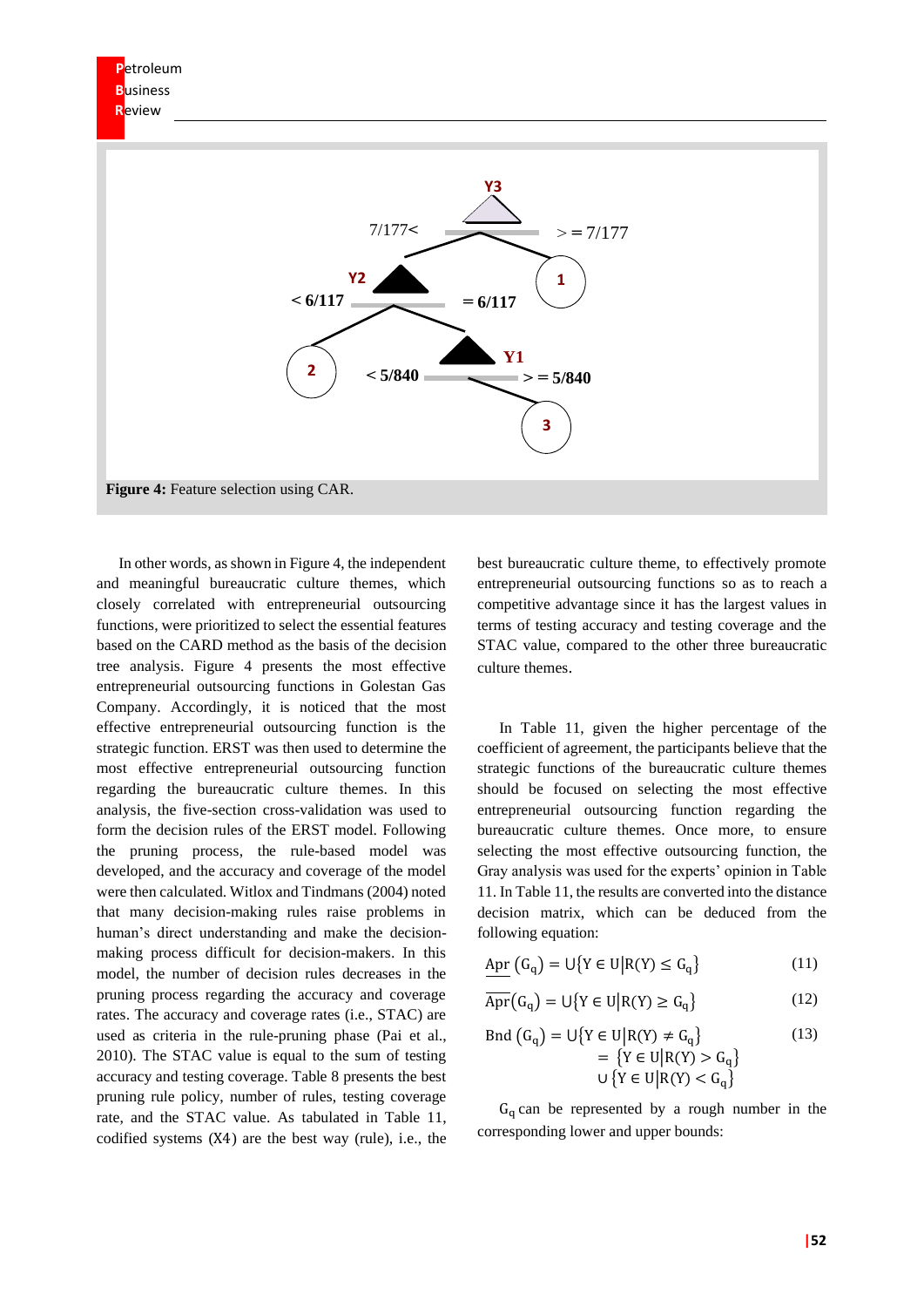Figure 4: Feature selection using CAR.

In other words, as shown in Figure 4, the independent and meaningful bureaucratic culture themes, which closely correlated with entrepreneurial outsourcing functions, were prioritized to select the essential features based on the CARD method as the basis of the decision tree analysis. Figure 4 presents the most effective entrepreneurial outsourcing functions in Golestan Gas Company. Accordingly, it is noticed that the most effective entrepreneurial outsourcing function is the strategic function. ERST was then used to determine the most effective entrepreneurial outsourcing function regarding the bureaucratic culture themes. In this analysis, the five-section cross-validation was used to form the decision rules of the ERST model. Following the pruning process, the rule-based model was developed, and the accuracy and coverage of the model were then calculated. Witlox and Tindmans (2004) noted that many decision-making rules raise problems in human's direct understanding and make the decision-making process difficult for decision-makers. In this model, the number of decision rules decreases in the pruning process regarding the accuracy and coverage rates. The accuracy and coverage rates (i.e., STAC) are used as criteria in the rule-pruning phase (Pai et al., 2010). The STAC value is equal to the sum of testing accuracy and testing coverage. Table 8 presents the best pruning rule policy, number of rules, testing coverage rate, and the STAC value. As tabulated in Table 11, codified systems (X4) are the best way (rule), i.e., the best bureaucratic culture theme, to effectively promote entrepreneurial outsourcing functions so as to reach a competitive advantage since it has the largest values in terms of testing accuracy and testing coverage and the STAC value, compared to the other three bureaucratic culture themes.

In Table 11, given the higher percentage of the coefficient of agreement, the participants believe that the strategic functions of the bureaucratic culture themes should be focused on selecting the most effective entrepreneurial outsourcing function regarding the bureaucratic culture themes. Once more, to ensure selecting the most effective outsourcing function, the Gray analysis was used for the experts' opinion in Table 11. In Table 11, the results are converted into the distance decision matrix, which can be deduced from the following equation:

$$\underline{\mathrm{Apr}}\,(G_q) = \cup\{Y \in U \,|\, R(Y) \le G_q\} \tag{11}$$

$$\overline{\mathrm{Apr}}(G_q) = \cup\{Y \in U \,|\, R(Y) \ge G_q\} \tag{12}$$

$$\mathrm{Bnd}\,(G_q) = \cup\{Y \in U \,|\, R(Y) \ne G_q\} = \{Y \in U \,|\, R(Y) > G_q\} \cup \{Y \in U \,|\, R(Y) < G_q\} \tag{13}$$

$G_q$ can be represented by a rough number in the corresponding lower and upper bounds: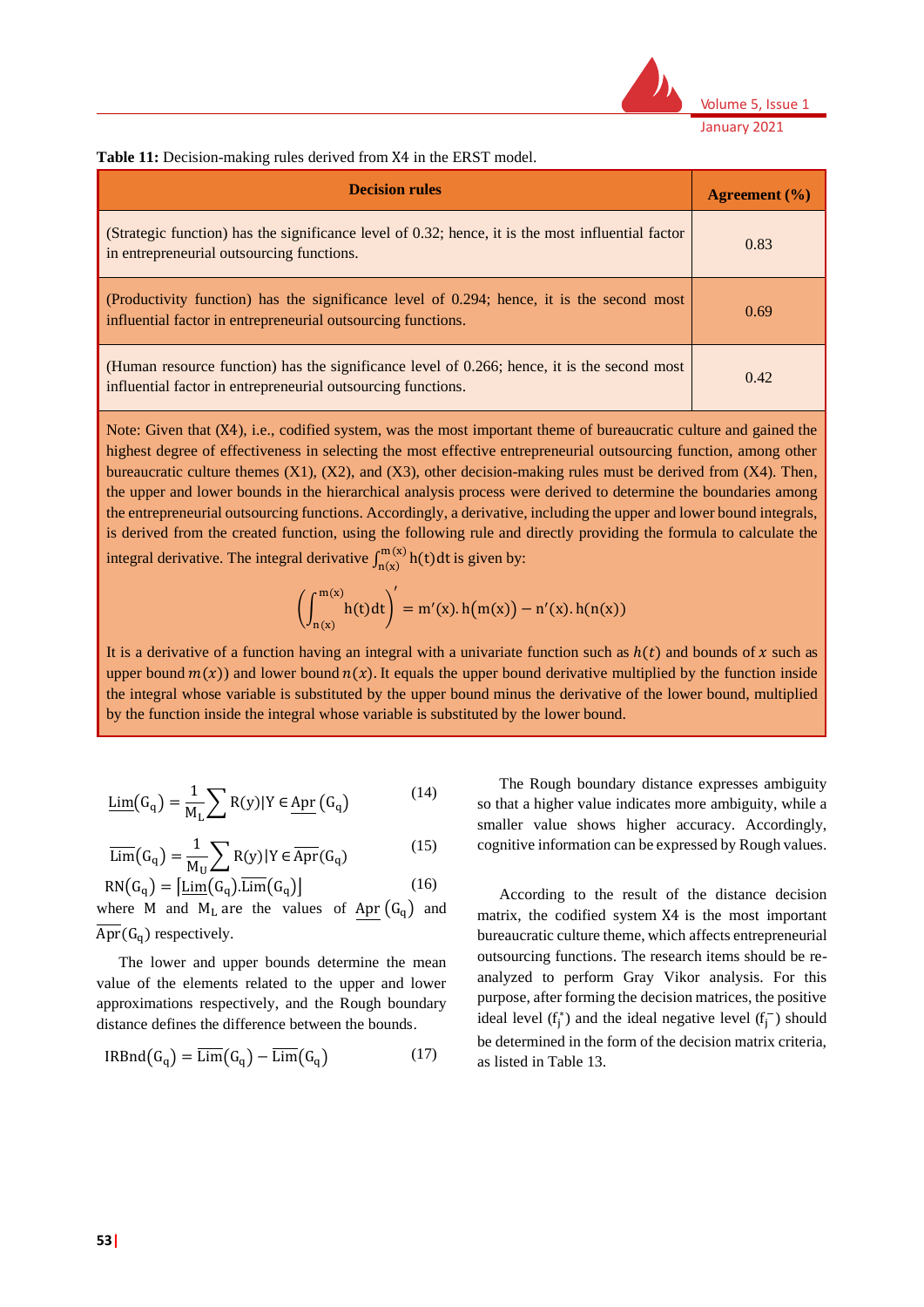**Table 11:** Decision-making rules derived from X4 in the ERST model.

| Decision rules | Agreement (%) |
|---|---|
| (Strategic function) has the significance level of 0.32; hence, it is the most influential factor in entrepreneurial outsourcing functions. | 0.83 |
| (Productivity function) has the significance level of 0.294; hence, it is the second most influential factor in entrepreneurial outsourcing functions. | 0.69 |
| (Human resource function) has the significance level of 0.266; hence, it is the second most influential factor in entrepreneurial outsourcing functions. | 0.42 |

Note: Given that (X4), i.e., codified system, was the most important theme of bureaucratic culture and gained the highest degree of effectiveness in selecting the most effective entrepreneurial outsourcing function, among other bureaucratic culture themes (X1), (X2), and (X3), other decision-making rules must be derived from (X4). Then, the upper and lower bounds in the hierarchical analysis process were derived to determine the boundaries among the entrepreneurial outsourcing functions. Accordingly, a derivative, including the upper and lower bound integrals, is derived from the created function, using the following rule and directly providing the formula to calculate the integral derivative. The integral derivative $\int_{n(x)}^{m(x)} h(t)\,dt$ is given by:

$$\left(\int_{n(x)}^{m(x)} h(t)\,dt\right)' = m'(x).\,h\big(m(x)\big) - n'(x).\,h\big(n(x)\big)$$

It is a derivative of a function having an integral with a univariate function such as $h(t)$ and bounds of $x$ such as upper bound $m(x)$) and lower bound $n(x)$. It equals the upper bound derivative multiplied by the function inside the integral whose variable is substituted by the upper bound minus the derivative of the lower bound, multiplied by the function inside the integral whose variable is substituted by the lower bound.

$$\underline{\mathrm{Lim}}(G_q) = \frac{1}{M_L}\sum R(y)|Y \in \underline{\mathrm{Apr}}\,(G_q) \tag{14}$$

$$\overline{\mathrm{Lim}}(G_q) = \frac{1}{M_U}\sum R(y)|Y \in \overline{\mathrm{Apr}}(G_q) \tag{15}$$

$$\mathrm{RN}(G_q) = \left[\underline{\mathrm{Lim}}(G_q).\overline{\mathrm{Lim}}(G_q)\right] \tag{16}$$

where M and $M_L$ are the values of $\underline{\mathrm{Apr}}\,(G_q)$ and $\overline{\mathrm{Apr}}(G_q)$ respectively.

The lower and upper bounds determine the mean value of the elements related to the upper and lower approximations respectively, and the Rough boundary distance defines the difference between the bounds.

$$\mathrm{IRBnd}(G_q) = \overline{\mathrm{Lim}}(G_q) - \overline{\mathrm{Lim}}(G_q) \tag{17}$$

The Rough boundary distance expresses ambiguity so that a higher value indicates more ambiguity, while a smaller value shows higher accuracy. Accordingly, cognitive information can be expressed by Rough values.

According to the result of the distance decision matrix, the codified system X4 is the most important bureaucratic culture theme, which affects entrepreneurial outsourcing functions. The research items should be re-analyzed to perform Gray Vikor analysis. For this purpose, after forming the decision matrices, the positive ideal level ($f_j^*$) and the ideal negative level ($f_j^-$) should be determined in the form of the decision matrix criteria, as listed in Table 13.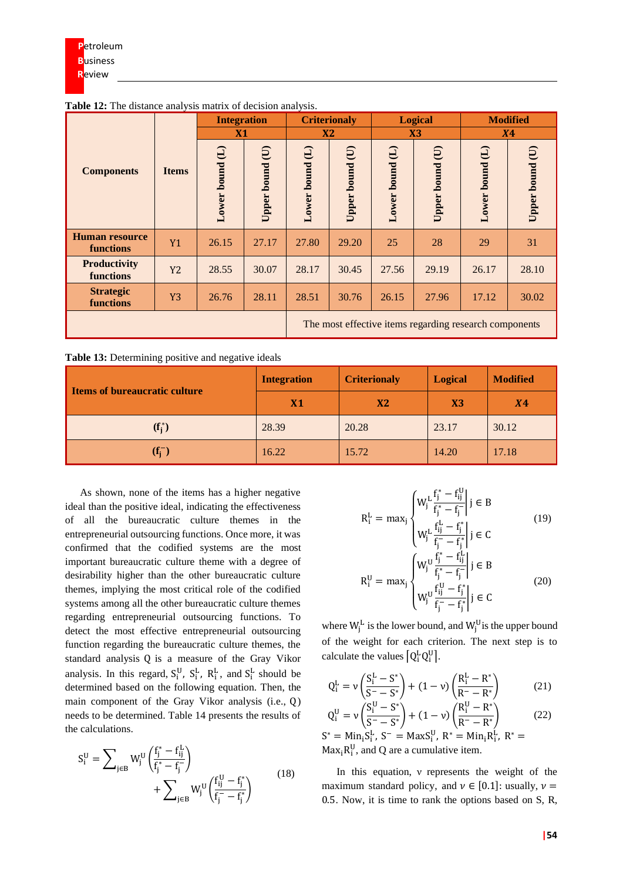**Table 12:** The distance analysis matrix of decision analysis.

| Components | Items | Integration X1 | | Criterionaly X2 | | Logical X3 | | Modified *X4* | |
|---|---|---|---|---|---|---|---|---|---|
| | | Lower bound (L) | Upper bound (U) | Lower bound (L) | Upper bound (U) | Lower bound (L) | Upper bound (U) | Lower bound (L) | Upper bound (U) |
| **Human resource functions** | Y1 | 26.15 | 27.17 | 27.80 | 29.20 | 25 | 28 | 29 | 31 |
| **Productivity functions** | Y2 | 28.55 | 30.07 | 28.17 | 30.45 | 27.56 | 29.19 | 26.17 | 28.10 |
| **Strategic functions** | Y3 | 26.76 | 28.11 | 28.51 | 30.76 | 26.15 | 27.96 | 17.12 | 30.02 |
| | | | | The most effective items regarding research components | | | | | |

**Table 13:** Determining positive and negative ideals

| Items of bureaucratic culture | Integration | Criterionaly | Logical | Modified |
|---|---|---|---|---|
| | **X1** | **X2** | **X3** | ***X4*** |
| $(f_j^*)$ | 28.39 | 20.28 | 23.17 | 30.12 |
| $(f_j^-)$ | 16.22 | 15.72 | 14.20 | 17.18 |

As shown, none of the items has a higher negative ideal than the positive ideal, indicating the effectiveness of all the bureaucratic culture themes in the entrepreneurial outsourcing functions. Once more, it was confirmed that the codified systems are the most important bureaucratic culture theme with a degree of desirability higher than the other bureaucratic culture themes, implying the most critical role of the codified systems among all the other bureaucratic culture themes regarding entrepreneurial outsourcing functions. To detect the most effective entrepreneurial outsourcing function regarding the bureaucratic culture themes, the standard analysis Q is a measure of the Gray Vikor analysis. In this regard, $S_i^U$, $S_i^L$, $R_i^L$, and $S_i^L$ should be determined based on the following equation. Then, the main component of the Gray Vikor analysis (i.e., Q) needs to be determined. Table 14 presents the results of the calculations.

$$S_i^U = \sum_{j\in B} W_j^U\left(\frac{f_j^* - f_{ij}^L}{f_j^* - f_j^-}\right) + \sum_{j\in B} W_j^U\left(\frac{f_{ij}^U - f_j^*}{f_j^- - f_j^*}\right) \tag{18}$$

$$R_i^L = \max_j \begin{cases} W_j{}^L \left|\dfrac{f_j^* - f_{ij}^U}{f_j^* - f_j^-}\right| j \in B \\ W_j{}^L \left|\dfrac{f_{ij}^L - f_j^*}{f_j^- - f_j^*}\right| j \in C \end{cases} \tag{19}$$

$$R_i^U = \max_j \begin{cases} W_j{}^U \left|\dfrac{f_j^* - f_{ij}^L}{f_j^* - f_j^-}\right| j \in B \\ W_j{}^U \left|\dfrac{f_{ij}^U - f_j^*}{f_j^- - f_j^*}\right| j \in C \end{cases} \tag{20}$$

where $W_j^L$ is the lower bound, and $W_j^U$ is the upper bound of the weight for each criterion. The next step is to calculate the values $[Q_i^L Q_i^U]$.

$$Q_i^L = v\left(\frac{S_i^L - S^*}{S^- - S^*}\right) + (1-v)\left(\frac{R_i^L - R^*}{R^- - R^*}\right) \tag{21}$$

$$Q_i^U = v\left(\frac{S_i^U - S^*}{S^- - S^*}\right) + (1-v)\left(\frac{R_i^U - R^*}{R^- - R^*}\right) \tag{22}$$

$S^* = \mathrm{Min}_i S_i^L$, $S^- = \mathrm{Max} S_i^U$, $R^* = \mathrm{Min}_i R_i^L$, $R^* = \mathrm{Max}_i R_i^U$, and Q are a cumulative item.

In this equation, v represents the weight of the maximum standard policy, and $v \in [0.1]$: usually, $v = 0.5$. Now, it is time to rank the options based on S, R,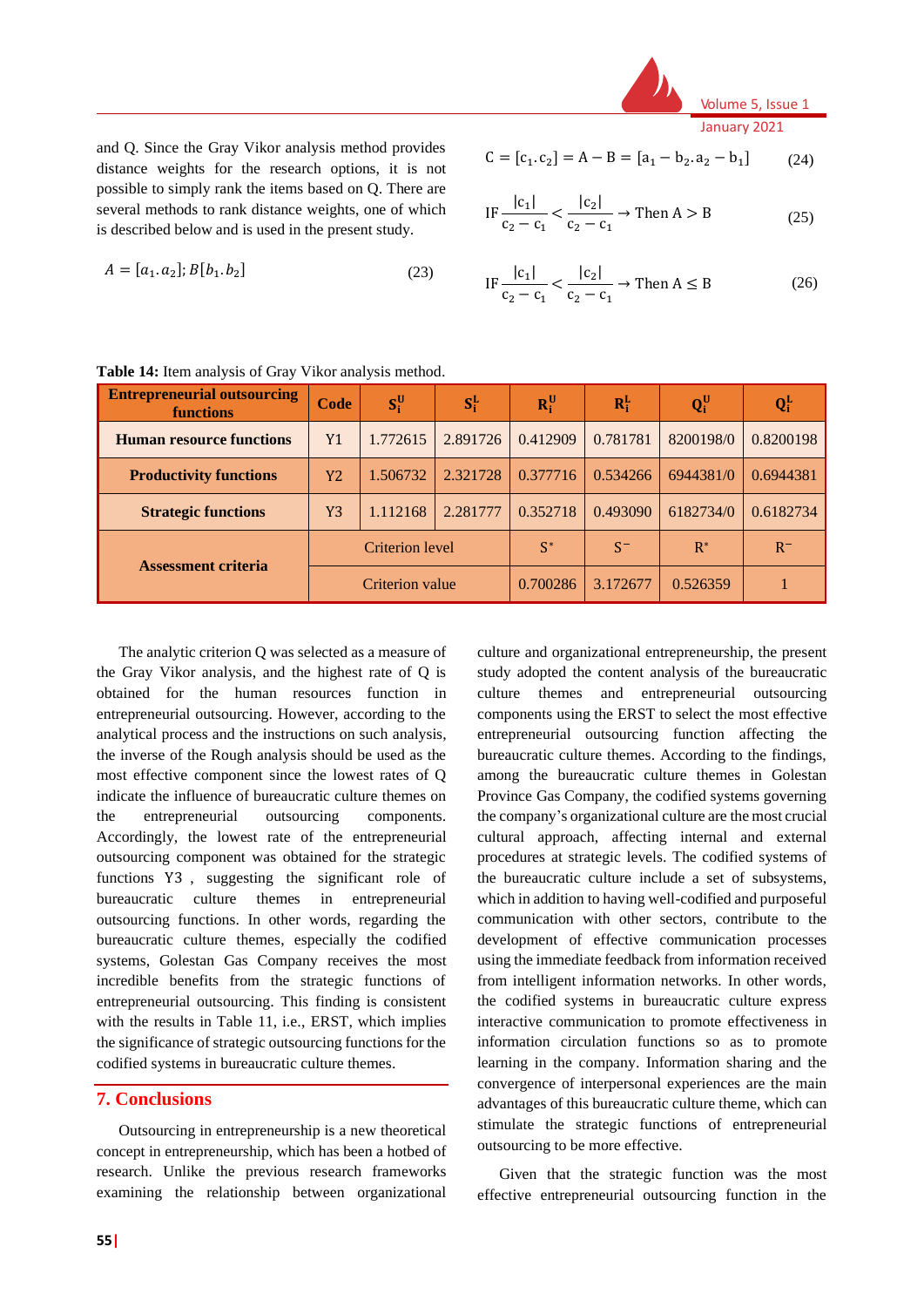and Q. Since the Gray Vikor analysis method provides distance weights for the research options, it is not possible to simply rank the items based on Q. There are several methods to rank distance weights, one of which is described below and is used in the present study.

$$A = [a_1.a_2]; B[b_1.b_2] \quad (23)$$

$$C = [c_1.c_2] = A - B = [a_1 - b_2.a_2 - b_1] \quad (24)$$

$$\text{IF} \frac{|c_1|}{c_2 - c_1} < \frac{|c_2|}{c_2 - c_1} \rightarrow \text{Then } A > B \quad (25)$$

$$\text{IF} \frac{|c_1|}{c_2 - c_1} < \frac{|c_2|}{c_2 - c_1} \rightarrow \text{Then } A \leq B \quad (26)$$

**Table 14:** Item analysis of Gray Vikor analysis method.

| Entrepreneurial outsourcing functions | Code | $S_i^U$ | $S_i^L$ | $R_i^U$ | $R_i^L$ | $Q_i^U$ | $Q_i^L$ |
|---|---|---|---|---|---|---|---|
| **Human resource functions** | Y1 | 1.772615 | 2.891726 | 0.412909 | 0.781781 | 8200198/0 | 0.8200198 |
| **Productivity functions** | Y2 | 1.506732 | 2.321728 | 0.377716 | 0.534266 | 6944381/0 | 0.6944381 |
| **Strategic functions** | Y3 | 1.112168 | 2.281777 | 0.352718 | 0.493090 | 6182734/0 | 0.6182734 |
| **Assessment criteria** | Criterion level | | $S^*$ | $S^-$ | $R^*$ | $R^-$ | |
| | Criterion value | | 0.700286 | 3.172677 | 0.526359 | 1 | |

The analytic criterion Q was selected as a measure of the Gray Vikor analysis, and the highest rate of Q is obtained for the human resources function in entrepreneurial outsourcing. However, according to the analytical process and the instructions on such analysis, the inverse of the Rough analysis should be used as the most effective component since the lowest rates of Q indicate the influence of bureaucratic culture themes on the entrepreneurial outsourcing components. Accordingly, the lowest rate of the entrepreneurial outsourcing component was obtained for the strategic functions Y3 , suggesting the significant role of bureaucratic culture themes in entrepreneurial outsourcing functions. In other words, regarding the bureaucratic culture themes, especially the codified systems, Golestan Gas Company receives the most incredible benefits from the strategic functions of entrepreneurial outsourcing. This finding is consistent with the results in Table 11, i.e., ERST, which implies the significance of strategic outsourcing functions for the codified systems in bureaucratic culture themes.

## 7. Conclusions

Outsourcing in entrepreneurship is a new theoretical concept in entrepreneurship, which has been a hotbed of research. Unlike the previous research frameworks examining the relationship between organizational culture and organizational entrepreneurship, the present study adopted the content analysis of the bureaucratic culture themes and entrepreneurial outsourcing components using the ERST to select the most effective entrepreneurial outsourcing function affecting the bureaucratic culture themes. According to the findings, among the bureaucratic culture themes in Golestan Province Gas Company, the codified systems governing the company's organizational culture are the most crucial cultural approach, affecting internal and external procedures at strategic levels. The codified systems of the bureaucratic culture include a set of subsystems, which in addition to having well-codified and purposeful communication with other sectors, contribute to the development of effective communication processes using the immediate feedback from information received from intelligent information networks. In other words, the codified systems in bureaucratic culture express interactive communication to promote effectiveness in information circulation functions so as to promote learning in the company. Information sharing and the convergence of interpersonal experiences are the main advantages of this bureaucratic culture theme, which can stimulate the strategic functions of entrepreneurial outsourcing to be more effective.

Given that the strategic function was the most effective entrepreneurial outsourcing function in the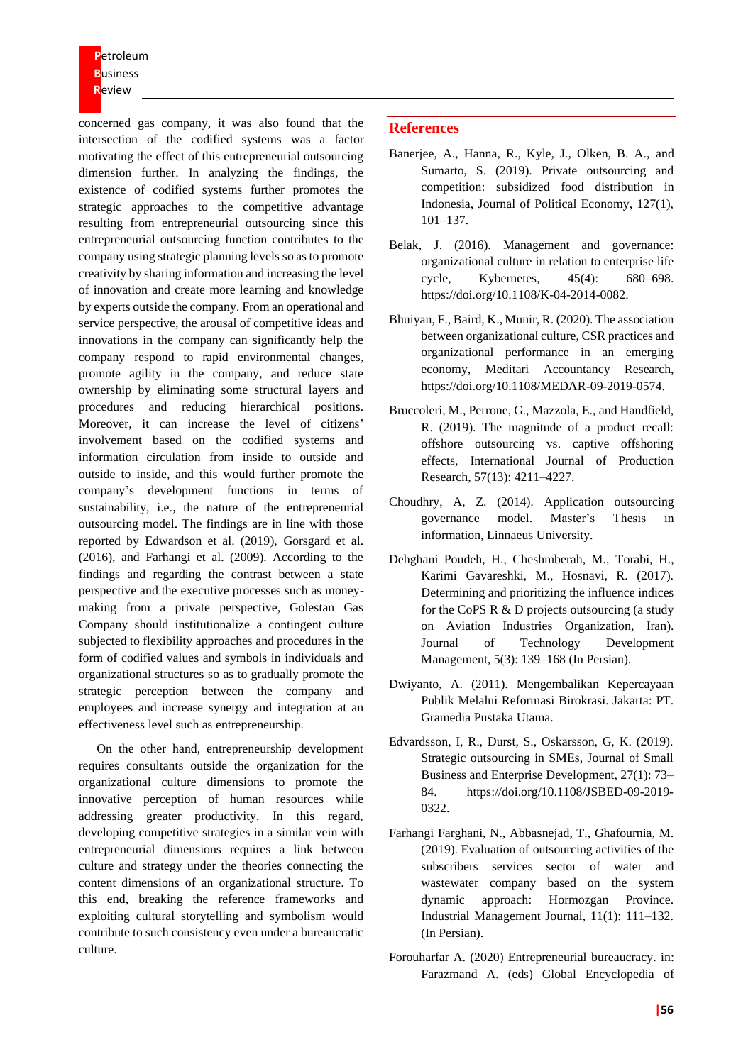concerned gas company, it was also found that the intersection of the codified systems was a factor motivating the effect of this entrepreneurial outsourcing dimension further. In analyzing the findings, the existence of codified systems further promotes the strategic approaches to the competitive advantage resulting from entrepreneurial outsourcing since this entrepreneurial outsourcing function contributes to the company using strategic planning levels so as to promote creativity by sharing information and increasing the level of innovation and create more learning and knowledge by experts outside the company. From an operational and service perspective, the arousal of competitive ideas and innovations in the company can significantly help the company respond to rapid environmental changes, promote agility in the company, and reduce state ownership by eliminating some structural layers and procedures and reducing hierarchical positions. Moreover, it can increase the level of citizens' involvement based on the codified systems and information circulation from inside to outside and outside to inside, and this would further promote the company's development functions in terms of sustainability, i.e., the nature of the entrepreneurial outsourcing model. The findings are in line with those reported by Edwardson et al. (2019), Gorsgard et al. (2016), and Farhangi et al. (2009). According to the findings and regarding the contrast between a state perspective and the executive processes such as money-making from a private perspective, Golestan Gas Company should institutionalize a contingent culture subjected to flexibility approaches and procedures in the form of codified values and symbols in individuals and organizational structures so as to gradually promote the strategic perception between the company and employees and increase synergy and integration at an effectiveness level such as entrepreneurship.

On the other hand, entrepreneurship development requires consultants outside the organization for the organizational culture dimensions to promote the innovative perception of human resources while addressing greater productivity. In this regard, developing competitive strategies in a similar vein with entrepreneurial dimensions requires a link between culture and strategy under the theories connecting the content dimensions of an organizational structure. To this end, breaking the reference frameworks and exploiting cultural storytelling and symbolism would contribute to such consistency even under a bureaucratic culture.

## References

Banerjee, A., Hanna, R., Kyle, J., Olken, B. A., and Sumarto, S. (2019). Private outsourcing and competition: subsidized food distribution in Indonesia, Journal of Political Economy, 127(1), 101–137.

Belak, J. (2016). Management and governance: organizational culture in relation to enterprise life cycle, Kybernetes, 45(4): 680–698. https://doi.org/10.1108/K-04-2014-0082.

Bhuiyan, F., Baird, K., Munir, R. (2020). The association between organizational culture, CSR practices and organizational performance in an emerging economy, Meditari Accountancy Research, https://doi.org/10.1108/MEDAR-09-2019-0574.

Bruccoleri, M., Perrone, G., Mazzola, E., and Handfield, R. (2019). The magnitude of a product recall: offshore outsourcing vs. captive offshoring effects, International Journal of Production Research, 57(13): 4211–4227.

Choudhry, A, Z. (2014). Application outsourcing governance model. Master's Thesis in information, Linnaeus University.

Dehghani Poudeh, H., Cheshmberah, M., Torabi, H., Karimi Gavareshki, M., Hosnavi, R. (2017). Determining and prioritizing the influence indices for the CoPS R & D projects outsourcing (a study on Aviation Industries Organization, Iran). Journal of Technology Development Management, 5(3): 139–168 (In Persian).

Dwiyanto, A. (2011). Mengembalikan Kepercayaan Publik Melalui Reformasi Birokrasi. Jakarta: PT. Gramedia Pustaka Utama.

Edvardsson, I, R., Durst, S., Oskarsson, G, K. (2019). Strategic outsourcing in SMEs, Journal of Small Business and Enterprise Development, 27(1): 73–84. https://doi.org/10.1108/JSBED-09-2019-0322.

Farhangi Farghani, N., Abbasnejad, T., Ghafournia, M. (2019). Evaluation of outsourcing activities of the subscribers services sector of water and wastewater company based on the system dynamic approach: Hormozgan Province. Industrial Management Journal, 11(1): 111–132. (In Persian).

Forouharfar A. (2020) Entrepreneurial bureaucracy. in: Farazmand A. (eds) Global Encyclopedia of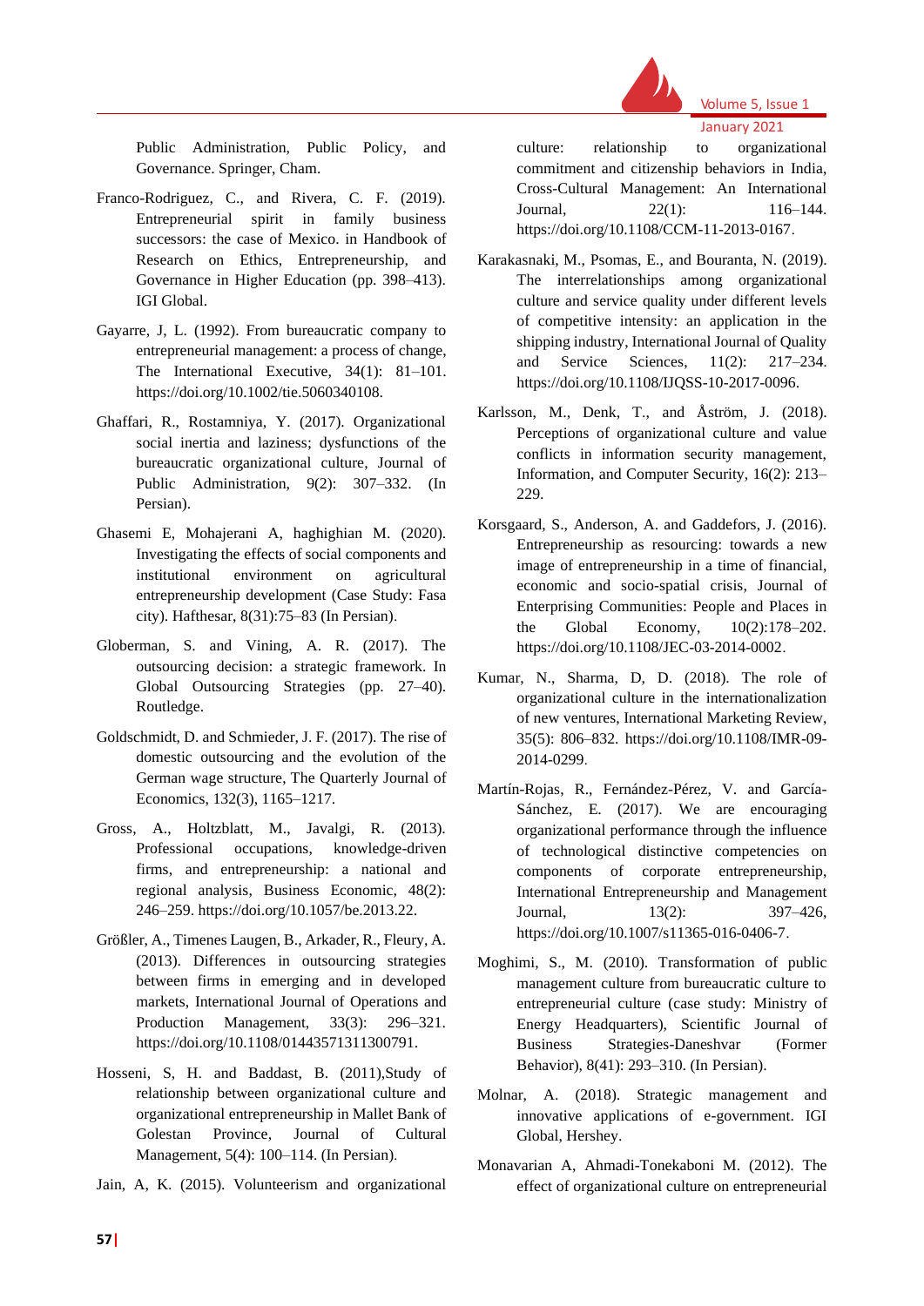Public Administration, Public Policy, and Governance. Springer, Cham.

Franco-Rodriguez, C., and Rivera, C. F. (2019). Entrepreneurial spirit in family business successors: the case of Mexico. in Handbook of Research on Ethics, Entrepreneurship, and Governance in Higher Education (pp. 398–413). IGI Global.

Gayarre, J, L. (1992). From bureaucratic company to entrepreneurial management: a process of change, The International Executive, 34(1): 81–101. https://doi.org/10.1002/tie.5060340108.

Ghaffari, R., Rostamniya, Y. (2017). Organizational social inertia and laziness; dysfunctions of the bureaucratic organizational culture, Journal of Public Administration, 9(2): 307–332. (In Persian).

Ghasemi E, Mohajerani A, haghighian M. (2020). Investigating the effects of social components and institutional environment on agricultural entrepreneurship development (Case Study: Fasa city). Hafthesar, 8(31):75–83 (In Persian).

Globerman, S. and Vining, A. R. (2017). The outsourcing decision: a strategic framework. In Global Outsourcing Strategies (pp. 27–40). Routledge.

Goldschmidt, D. and Schmieder, J. F. (2017). The rise of domestic outsourcing and the evolution of the German wage structure, The Quarterly Journal of Economics, 132(3), 1165–1217.

Gross, A., Holtzblatt, M., Javalgi, R. (2013). Professional occupations, knowledge-driven firms, and entrepreneurship: a national and regional analysis, Business Economic, 48(2): 246–259. https://doi.org/10.1057/be.2013.22.

Größler, A., Timenes Laugen, B., Arkader, R., Fleury, A. (2013). Differences in outsourcing strategies between firms in emerging and in developed markets, International Journal of Operations and Production Management, 33(3): 296–321. https://doi.org/10.1108/01443571311300791.

Hosseni, S, H. and Baddast, B. (2011),Study of relationship between organizational culture and organizational entrepreneurship in Mallet Bank of Golestan Province, Journal of Cultural Management, 5(4): 100–114. (In Persian).

Jain, A, K. (2015). Volunteerism and organizational culture: relationship to organizational commitment and citizenship behaviors in India, Cross-Cultural Management: An International Journal, 22(1): 116–144. https://doi.org/10.1108/CCM-11-2013-0167.

Karakasnaki, M., Psomas, E., and Bouranta, N. (2019). The interrelationships among organizational culture and service quality under different levels of competitive intensity: an application in the shipping industry, International Journal of Quality and Service Sciences, 11(2): 217–234. https://doi.org/10.1108/IJQSS-10-2017-0096.

Karlsson, M., Denk, T., and Åström, J. (2018). Perceptions of organizational culture and value conflicts in information security management, Information, and Computer Security, 16(2): 213–229.

Korsgaard, S., Anderson, A. and Gaddefors, J. (2016). Entrepreneurship as resourcing: towards a new image of entrepreneurship in a time of financial, economic and socio-spatial crisis, Journal of Enterprising Communities: People and Places in the Global Economy, 10(2):178–202. https://doi.org/10.1108/JEC-03-2014-0002.

Kumar, N., Sharma, D, D. (2018). The role of organizational culture in the internationalization of new ventures, International Marketing Review, 35(5): 806–832. https://doi.org/10.1108/IMR-09-2014-0299.

Martín-Rojas, R., Fernández-Pérez, V. and García-Sánchez, E. (2017). We are encouraging organizational performance through the influence of technological distinctive competencies on components of corporate entrepreneurship, International Entrepreneurship and Management Journal, 13(2): 397–426, https://doi.org/10.1007/s11365-016-0406-7.

Moghimi, S., M. (2010). Transformation of public management culture from bureaucratic culture to entrepreneurial culture (case study: Ministry of Energy Headquarters), Scientific Journal of Business Strategies-Daneshvar (Former Behavior), 8(41): 293–310. (In Persian).

Molnar, A. (2018). Strategic management and innovative applications of e-government. IGI Global, Hershey.

Monavarian A, Ahmadi-Tonekaboni M. (2012). The effect of organizational culture on entrepreneurial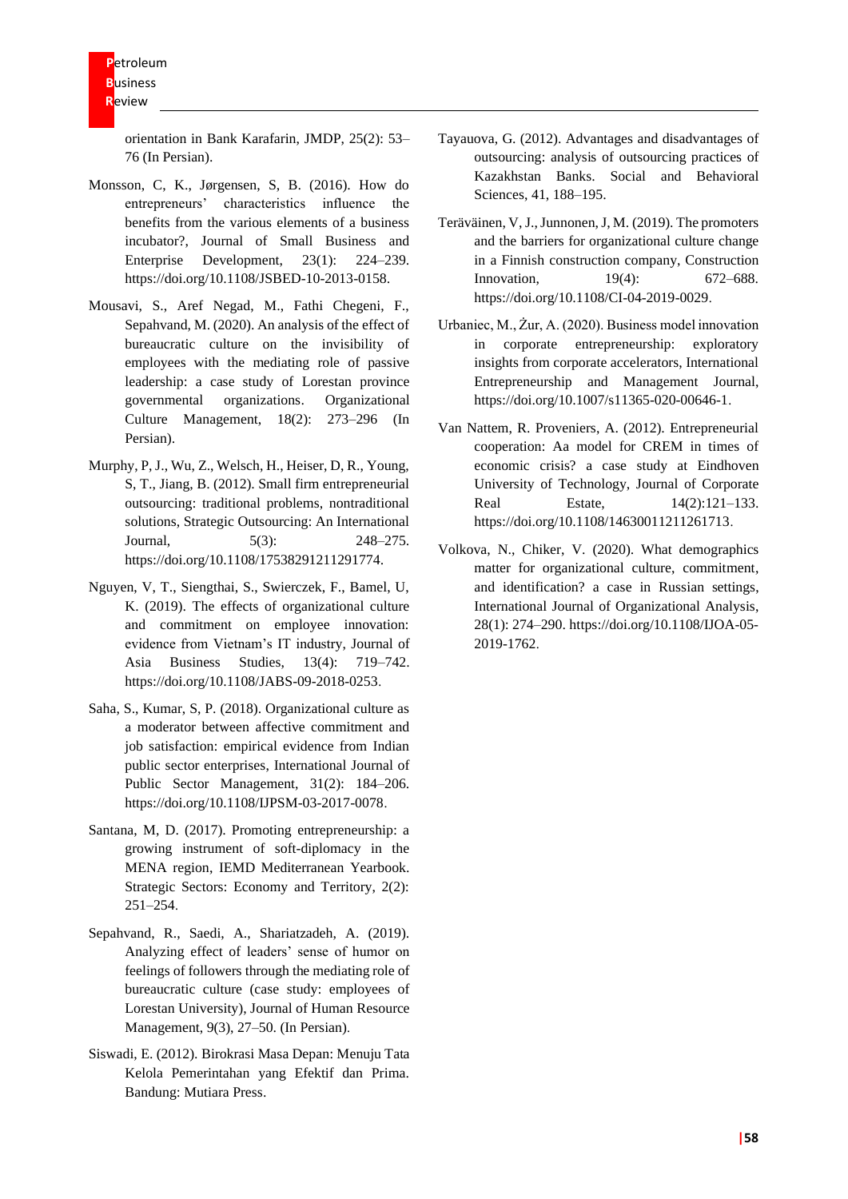orientation in Bank Karafarin, JMDP, 25(2): 53–76 (In Persian).

Monsson, C, K., Jørgensen, S, B. (2016). How do entrepreneurs' characteristics influence the benefits from the various elements of a business incubator?, Journal of Small Business and Enterprise Development, 23(1): 224–239. https://doi.org/10.1108/JSBED-10-2013-0158.

Mousavi, S., Aref Negad, M., Fathi Chegeni, F., Sepahvand, M. (2020). An analysis of the effect of bureaucratic culture on the invisibility of employees with the mediating role of passive leadership: a case study of Lorestan province governmental organizations. Organizational Culture Management, 18(2): 273–296 (In Persian).

Murphy, P, J., Wu, Z., Welsch, H., Heiser, D, R., Young, S, T., Jiang, B. (2012). Small firm entrepreneurial outsourcing: traditional problems, nontraditional solutions, Strategic Outsourcing: An International Journal, 5(3): 248–275. https://doi.org/10.1108/17538291211291774.

Nguyen, V, T., Siengthai, S., Swierczek, F., Bamel, U, K. (2019). The effects of organizational culture and commitment on employee innovation: evidence from Vietnam's IT industry, Journal of Asia Business Studies, 13(4): 719–742. https://doi.org/10.1108/JABS-09-2018-0253.

Saha, S., Kumar, S, P. (2018). Organizational culture as a moderator between affective commitment and job satisfaction: empirical evidence from Indian public sector enterprises, International Journal of Public Sector Management, 31(2): 184–206. https://doi.org/10.1108/IJPSM-03-2017-0078.

Santana, M, D. (2017). Promoting entrepreneurship: a growing instrument of soft-diplomacy in the MENA region, IEMD Mediterranean Yearbook. Strategic Sectors: Economy and Territory, 2(2): 251–254.

Sepahvand, R., Saedi, A., Shariatzadeh, A. (2019). Analyzing effect of leaders' sense of humor on feelings of followers through the mediating role of bureaucratic culture (case study: employees of Lorestan University), Journal of Human Resource Management, 9(3), 27–50. (In Persian).

Siswadi, E. (2012). Birokrasi Masa Depan: Menuju Tata Kelola Pemerintahan yang Efektif dan Prima. Bandung: Mutiara Press.

Tayauova, G. (2012). Advantages and disadvantages of outsourcing: analysis of outsourcing practices of Kazakhstan Banks. Social and Behavioral Sciences, 41, 188–195.

Teräväinen, V, J., Junnonen, J, M. (2019). The promoters and the barriers for organizational culture change in a Finnish construction company, Construction Innovation, 19(4): 672–688. https://doi.org/10.1108/CI-04-2019-0029.

Urbaniec, M., Żur, A. (2020). Business model innovation in corporate entrepreneurship: exploratory insights from corporate accelerators, International Entrepreneurship and Management Journal, https://doi.org/10.1007/s11365-020-00646-1.

Van Nattem, R. Proveniers, A. (2012). Entrepreneurial cooperation: Aa model for CREM in times of economic crisis? a case study at Eindhoven University of Technology, Journal of Corporate Real Estate, 14(2):121–133. https://doi.org/10.1108/14630011211261713.

Volkova, N., Chiker, V. (2020). What demographics matter for organizational culture, commitment, and identification? a case in Russian settings, International Journal of Organizational Analysis, 28(1): 274–290. https://doi.org/10.1108/IJOA-05-2019-1762.